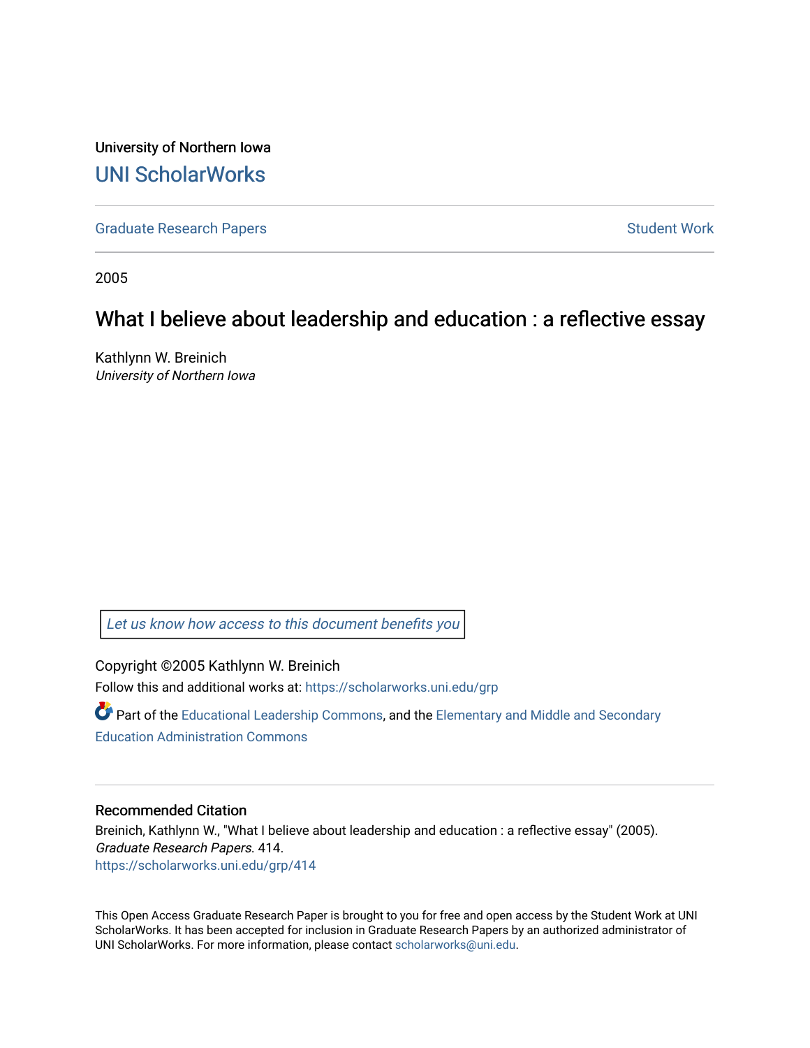University of Northern Iowa

# UNI ScholarWorks

Graduate Research Papers | Student Work

2005

# What I believe about leadership and education : a reflective essay

Kathlynn W. Breinich

*University of Northern Iowa*

*Let us know how access to this document benefits you*

Copyright ©2005 Kathlynn W. Breinich

Follow this and additional works at: https://scholarworks.uni.edu/grp

Part of the Educational Leadership Commons, and the Elementary and Middle and Secondary Education Administration Commons

## Recommended Citation

Breinich, Kathlynn W., "What I believe about leadership and education : a reflective essay" (2005). *Graduate Research Papers*. 414.
https://scholarworks.uni.edu/grp/414

This Open Access Graduate Research Paper is brought to you for free and open access by the Student Work at UNI ScholarWorks. It has been accepted for inclusion in Graduate Research Papers by an authorized administrator of UNI ScholarWorks. For more information, please contact scholarworks@uni.edu.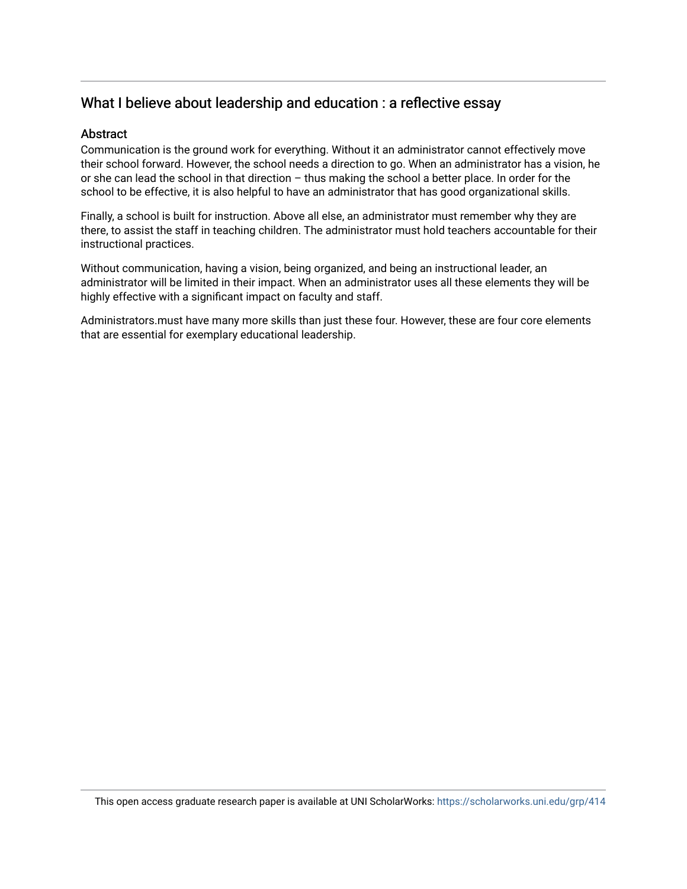## What I believe about leadership and education : a reflective essay

### Abstract

Communication is the ground work for everything. Without it an administrator cannot effectively move their school forward. However, the school needs a direction to go. When an administrator has a vision, he or she can lead the school in that direction – thus making the school a better place. In order for the school to be effective, it is also helpful to have an administrator that has good organizational skills.

Finally, a school is built for instruction. Above all else, an administrator must remember why they are there, to assist the staff in teaching children. The administrator must hold teachers accountable for their instructional practices.

Without communication, having a vision, being organized, and being an instructional leader, an administrator will be limited in their impact. When an administrator uses all these elements they will be highly effective with a significant impact on faculty and staff.

Administrators.must have many more skills than just these four. However, these are four core elements that are essential for exemplary educational leadership.

This open access graduate research paper is available at UNI ScholarWorks: https://scholarworks.uni.edu/grp/414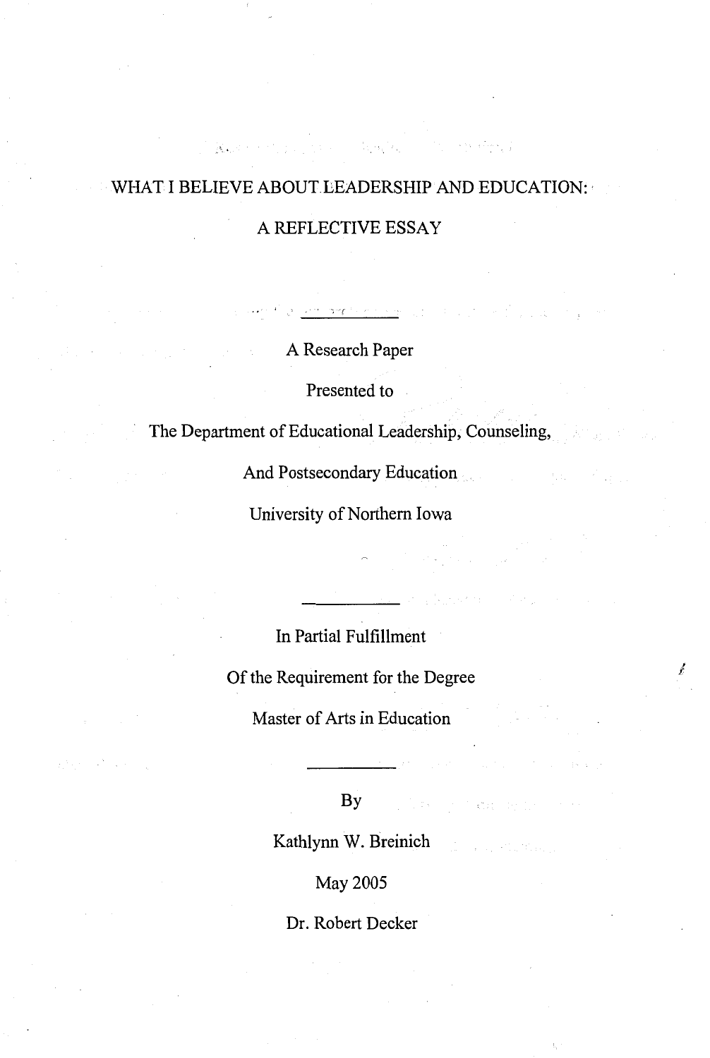# WHAT I BELIEVE ABOUT LEADERSHIP AND EDUCATION:

# A REFLECTIVE ESSAY

---

A Research Paper

Presented to

The Department of Educational Leadership, Counseling,

And Postsecondary Education

University of Northern Iowa

---

In Partial Fulfillment

Of the Requirement for the Degree

Master of Arts in Education

---

By

Kathlynn W. Breinich

May 2005

Dr. Robert Decker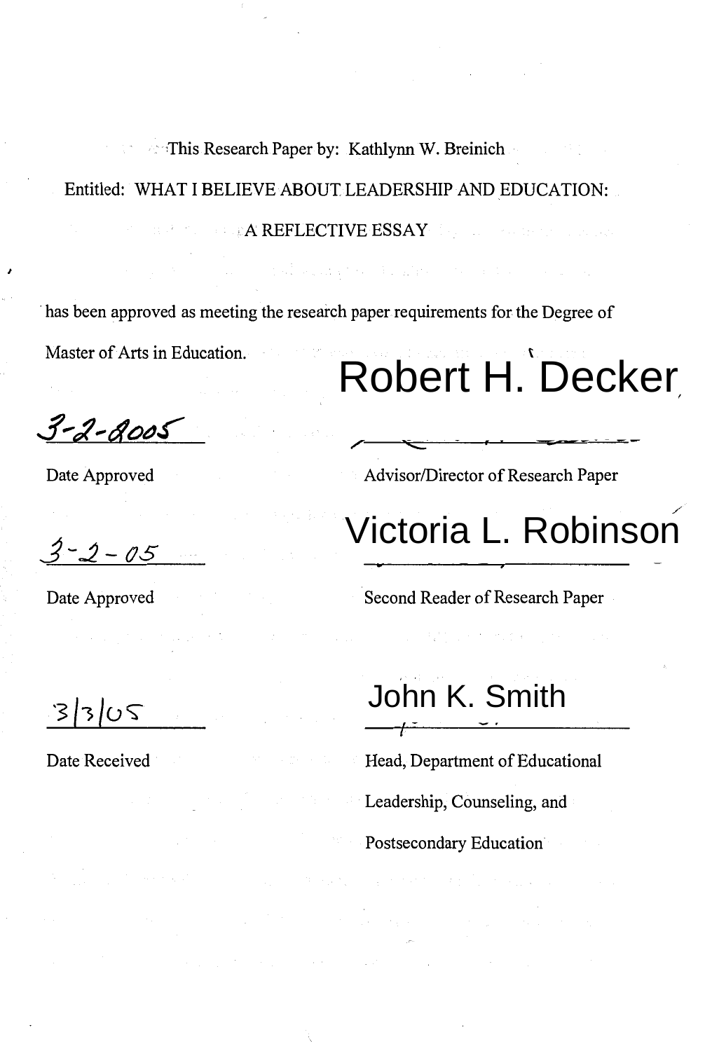This Research Paper by: Kathlynn W. Breinich

Entitled: WHAT I BELIEVE ABOUT LEADERSHIP AND EDUCATION:

A REFLECTIVE ESSAY

has been approved as meeting the research paper requirements for the Degree of Master of Arts in Education.

| | |
|---|---|
| 3-2-2005 | Robert H. Decker |
| Date Approved | Advisor/Director of Research Paper |
| 3-2-05 | Victoria L. Robinson |
| Date Approved | Second Reader of Research Paper |
| 3/3/05 | John K. Smith |
| Date Received | Head, Department of Educational Leadership, Counseling, and Postsecondary Education |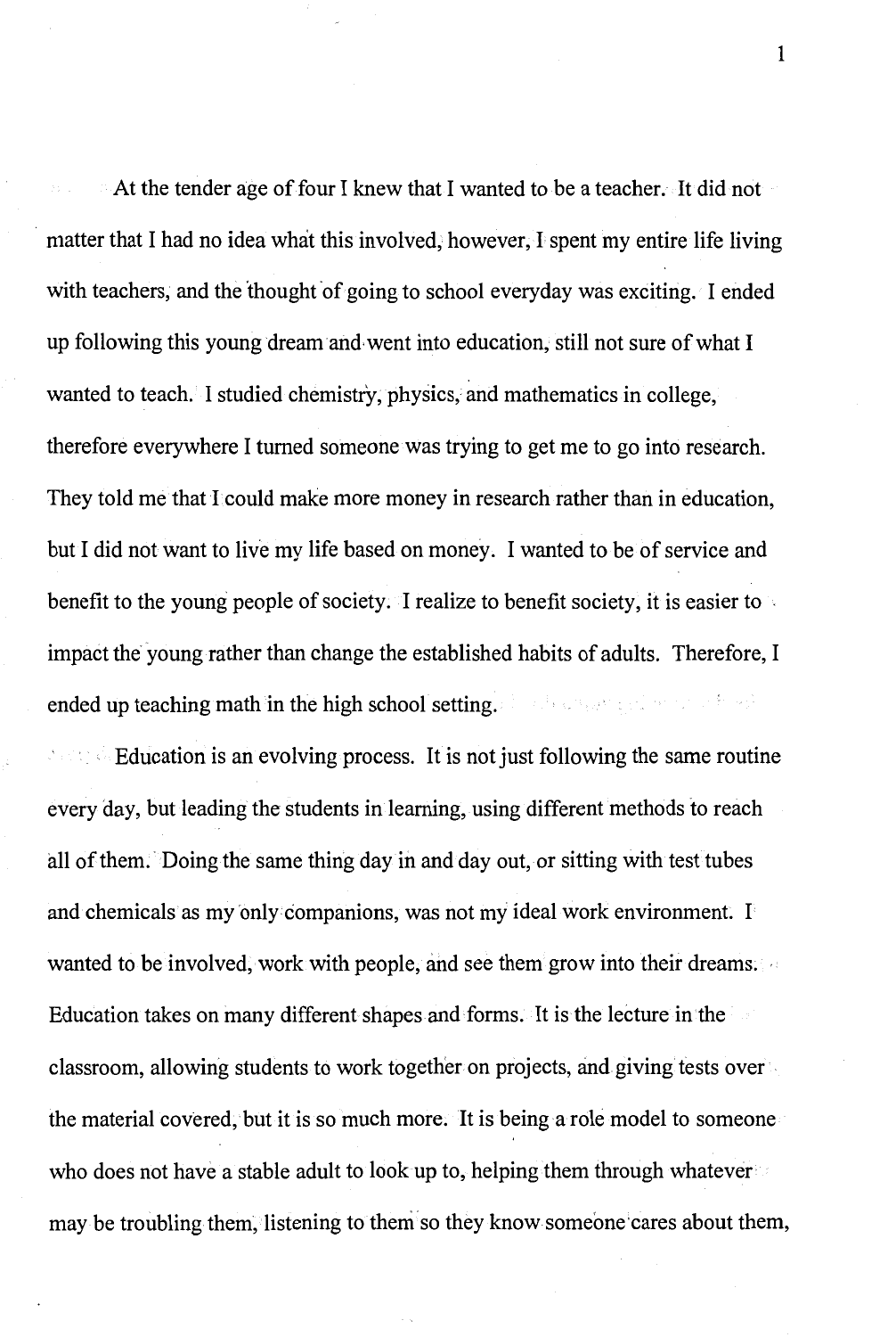At the tender age of four I knew that I wanted to be a teacher. It did not matter that I had no idea what this involved, however, I spent my entire life living with teachers, and the thought of going to school everyday was exciting. I ended up following this young dream and went into education, still not sure of what I wanted to teach. I studied chemistry, physics, and mathematics in college, therefore everywhere I turned someone was trying to get me to go into research. They told me that I could make more money in research rather than in education, but I did not want to live my life based on money. I wanted to be of service and benefit to the young people of society. I realize to benefit society, it is easier to impact the young rather than change the established habits of adults. Therefore, I ended up teaching math in the high school setting.

Education is an evolving process. It is not just following the same routine every day, but leading the students in learning, using different methods to reach all of them. Doing the same thing day in and day out, or sitting with test tubes and chemicals as my only companions, was not my ideal work environment. I wanted to be involved, work with people, and see them grow into their dreams. Education takes on many different shapes and forms. It is the lecture in the classroom, allowing students to work together on projects, and giving tests over the material covered, but it is so much more. It is being a role model to someone who does not have a stable adult to look up to, helping them through whatever may be troubling them, listening to them so they know someone cares about them,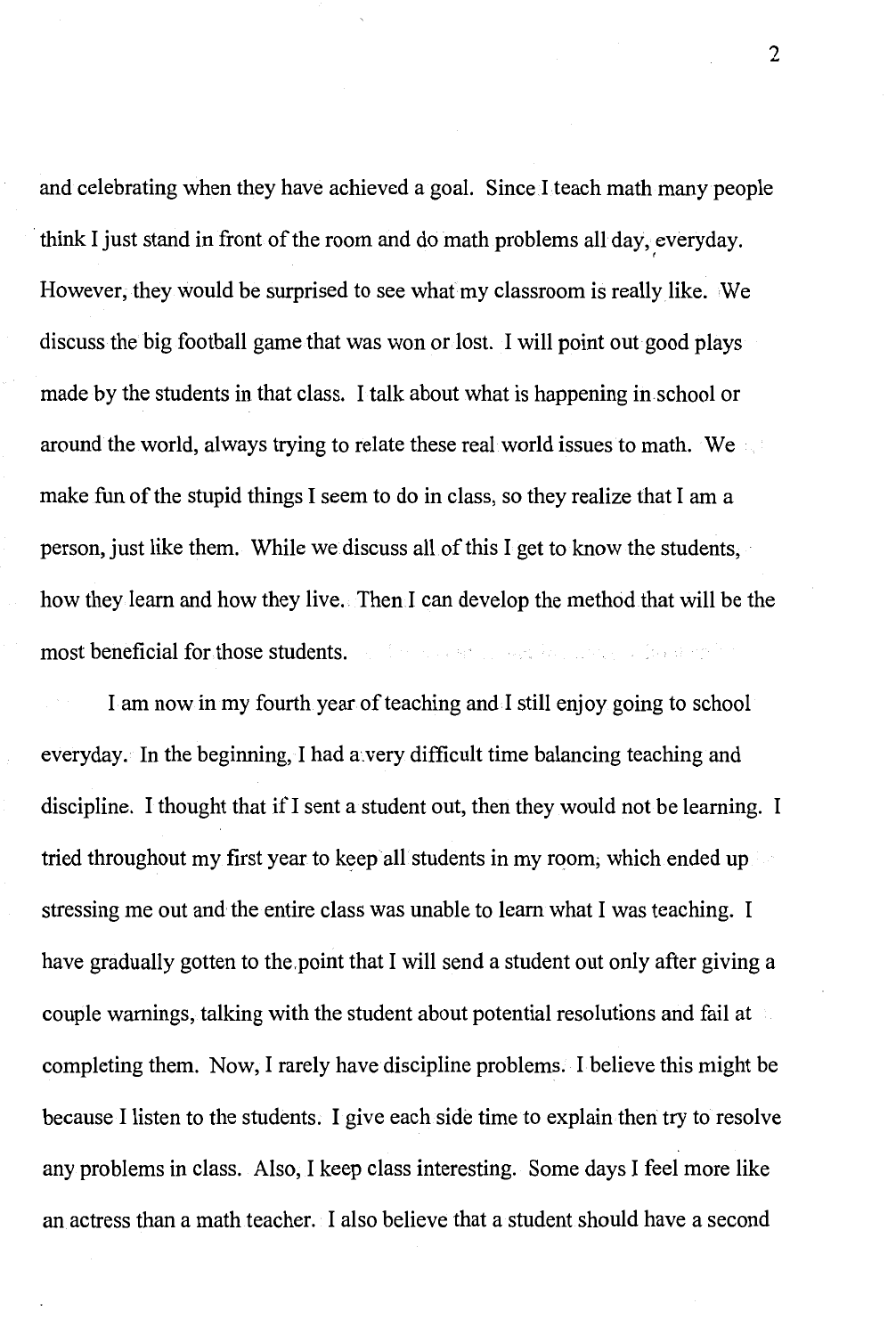and celebrating when they have achieved a goal. Since I teach math many people think I just stand in front of the room and do math problems all day, everyday. However, they would be surprised to see what my classroom is really like. We discuss the big football game that was won or lost. I will point out good plays made by the students in that class. I talk about what is happening in school or around the world, always trying to relate these real world issues to math. We make fun of the stupid things I seem to do in class, so they realize that I am a person, just like them. While we discuss all of this I get to know the students, how they learn and how they live. Then I can develop the method that will be the most beneficial for those students.

I am now in my fourth year of teaching and I still enjoy going to school everyday. In the beginning, I had a very difficult time balancing teaching and discipline. I thought that if I sent a student out, then they would not be learning. I tried throughout my first year to keep all students in my room, which ended up stressing me out and the entire class was unable to learn what I was teaching. I have gradually gotten to the point that I will send a student out only after giving a couple warnings, talking with the student about potential resolutions and fail at completing them. Now, I rarely have discipline problems. I believe this might be because I listen to the students. I give each side time to explain then try to resolve any problems in class. Also, I keep class interesting. Some days I feel more like an actress than a math teacher. I also believe that a student should have a second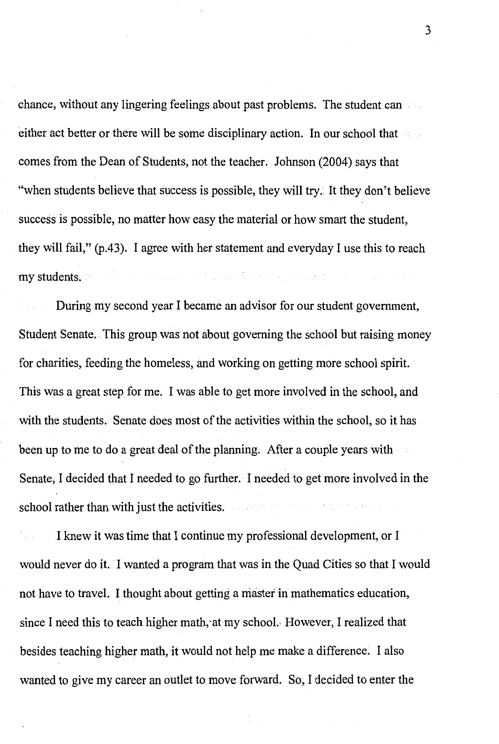chance, without any lingering feelings about past problems. The student can either act better or there will be some disciplinary action. In our school that comes from the Dean of Students, not the teacher. Johnson (2004) says that "when students believe that success is possible, they will try. It they don't believe success is possible, no matter how easy the material or how smart the student, they will fail," (p.43). I agree with her statement and everyday I use this to reach my students.

During my second year I became an advisor for our student government, Student Senate. This group was not about governing the school but raising money for charities, feeding the homeless, and working on getting more school spirit. This was a great step for me. I was able to get more involved in the school, and with the students. Senate does most of the activities within the school, so it has been up to me to do a great deal of the planning. After a couple years with Senate, I decided that I needed to go further. I needed to get more involved in the school rather than with just the activities.

I knew it was time that I continue my professional development, or I would never do it. I wanted a program that was in the Quad Cities so that I would not have to travel. I thought about getting a master in mathematics education, since I need this to teach higher math, at my school. However, I realized that besides teaching higher math, it would not help me make a difference. I also wanted to give my career an outlet to move forward. So, I decided to enter the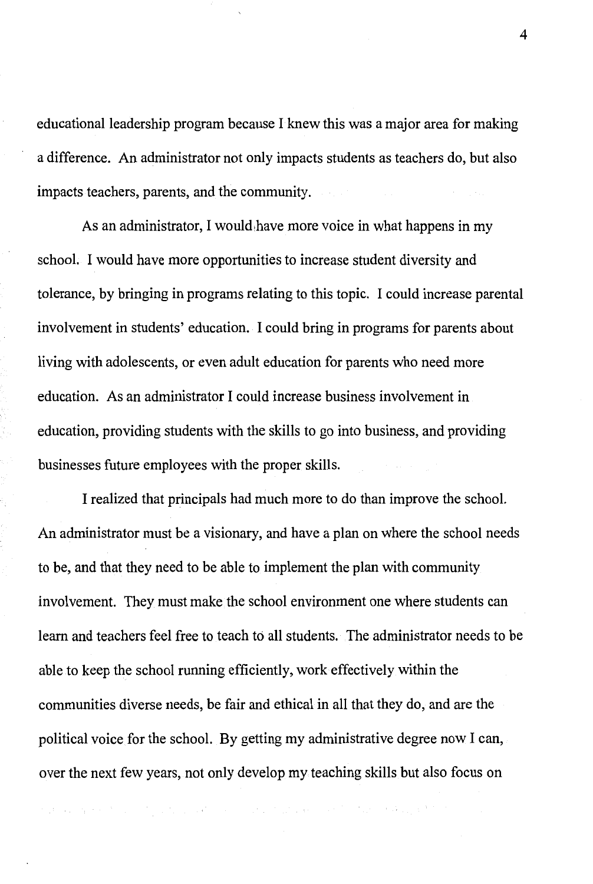educational leadership program because I knew this was a major area for making a difference. An administrator not only impacts students as teachers do, but also impacts teachers, parents, and the community.

As an administrator, I would have more voice in what happens in my school. I would have more opportunities to increase student diversity and tolerance, by bringing in programs relating to this topic. I could increase parental involvement in students' education. I could bring in programs for parents about living with adolescents, or even adult education for parents who need more education. As an administrator I could increase business involvement in education, providing students with the skills to go into business, and providing businesses future employees with the proper skills.

I realized that principals had much more to do than improve the school. An administrator must be a visionary, and have a plan on where the school needs to be, and that they need to be able to implement the plan with community involvement. They must make the school environment one where students can learn and teachers feel free to teach to all students. The administrator needs to be able to keep the school running efficiently, work effectively within the communities diverse needs, be fair and ethical in all that they do, and are the political voice for the school. By getting my administrative degree now I can, over the next few years, not only develop my teaching skills but also focus on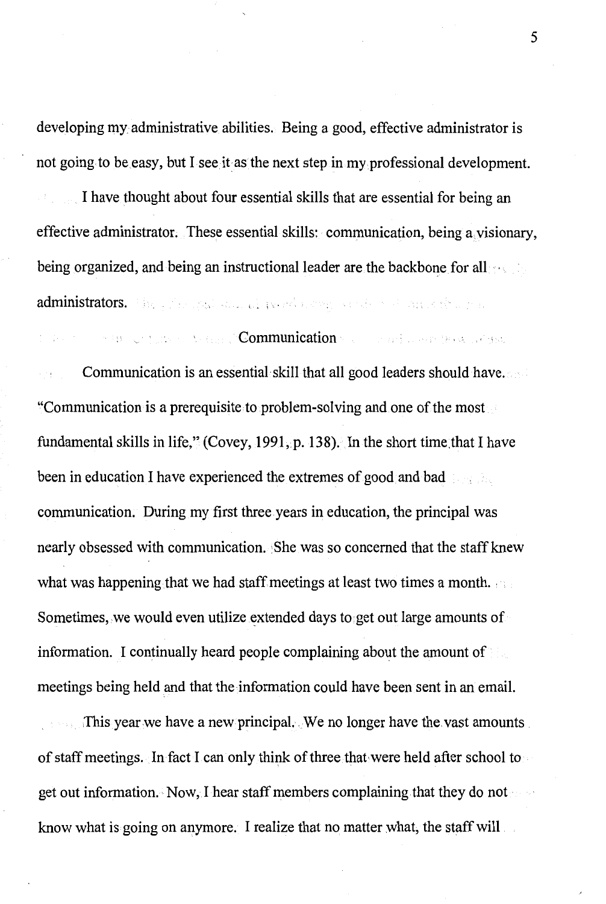developing my administrative abilities. Being a good, effective administrator is not going to be easy, but I see it as the next step in my professional development.

I have thought about four essential skills that are essential for being an effective administrator. These essential skills: communication, being a visionary, being organized, and being an instructional leader are the backbone for all administrators.

## Communication

Communication is an essential skill that all good leaders should have. "Communication is a prerequisite to problem-solving and one of the most fundamental skills in life," (Covey, 1991, p. 138). In the short time that I have been in education I have experienced the extremes of good and bad communication. During my first three years in education, the principal was nearly obsessed with communication. She was so concerned that the staff knew what was happening that we had staff meetings at least two times a month. Sometimes, we would even utilize extended days to get out large amounts of information. I continually heard people complaining about the amount of meetings being held and that the information could have been sent in an email.

This year we have a new principal. We no longer have the vast amounts of staff meetings. In fact I can only think of three that were held after school to get out information. Now, I hear staff members complaining that they do not know what is going on anymore. I realize that no matter what, the staff will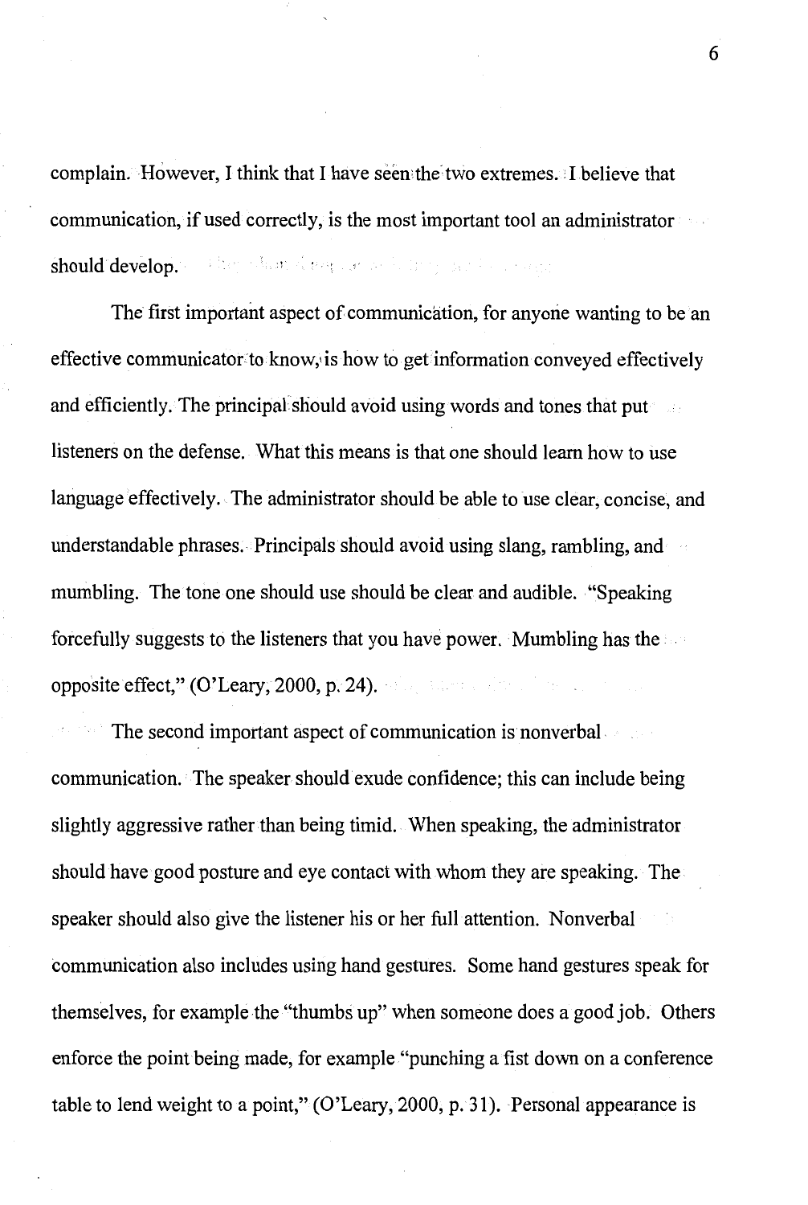complain. However, I think that I have seen the two extremes. I believe that communication, if used correctly, is the most important tool an administrator should develop.

The first important aspect of communication, for anyone wanting to be an effective communicator to know, is how to get information conveyed effectively and efficiently. The principal should avoid using words and tones that put listeners on the defense. What this means is that one should learn how to use language effectively. The administrator should be able to use clear, concise, and understandable phrases. Principals should avoid using slang, rambling, and mumbling. The tone one should use should be clear and audible. "Speaking forcefully suggests to the listeners that you have power. Mumbling has the opposite effect," (O'Leary, 2000, p. 24).

The second important aspect of communication is nonverbal communication. The speaker should exude confidence; this can include being slightly aggressive rather than being timid. When speaking, the administrator should have good posture and eye contact with whom they are speaking. The speaker should also give the listener his or her full attention. Nonverbal communication also includes using hand gestures. Some hand gestures speak for themselves, for example the "thumbs up" when someone does a good job. Others enforce the point being made, for example "punching a fist down on a conference table to lend weight to a point," (O'Leary, 2000, p. 31). Personal appearance is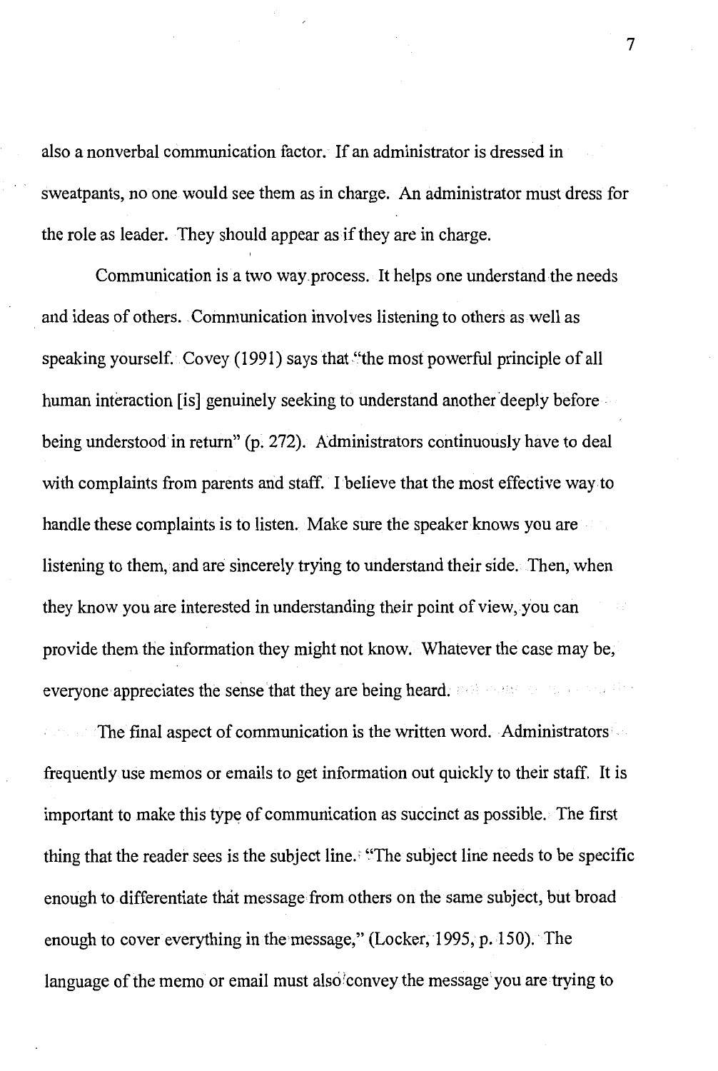also a nonverbal communication factor. If an administrator is dressed in sweatpants, no one would see them as in charge. An administrator must dress for the role as leader. They should appear as if they are in charge.

Communication is a two way process. It helps one understand the needs and ideas of others. Communication involves listening to others as well as speaking yourself. Covey (1991) says that "the most powerful principle of all human interaction [is] genuinely seeking to understand another deeply before being understood in return" (p. 272). Administrators continuously have to deal with complaints from parents and staff. I believe that the most effective way to handle these complaints is to listen. Make sure the speaker knows you are listening to them, and are sincerely trying to understand their side. Then, when they know you are interested in understanding their point of view, you can provide them the information they might not know. Whatever the case may be, everyone appreciates the sense that they are being heard.

The final aspect of communication is the written word. Administrators frequently use memos or emails to get information out quickly to their staff. It is important to make this type of communication as succinct as possible. The first thing that the reader sees is the subject line. "The subject line needs to be specific enough to differentiate that message from others on the same subject, but broad enough to cover everything in the message," (Locker, 1995, p. 150). The language of the memo or email must also convey the message you are trying to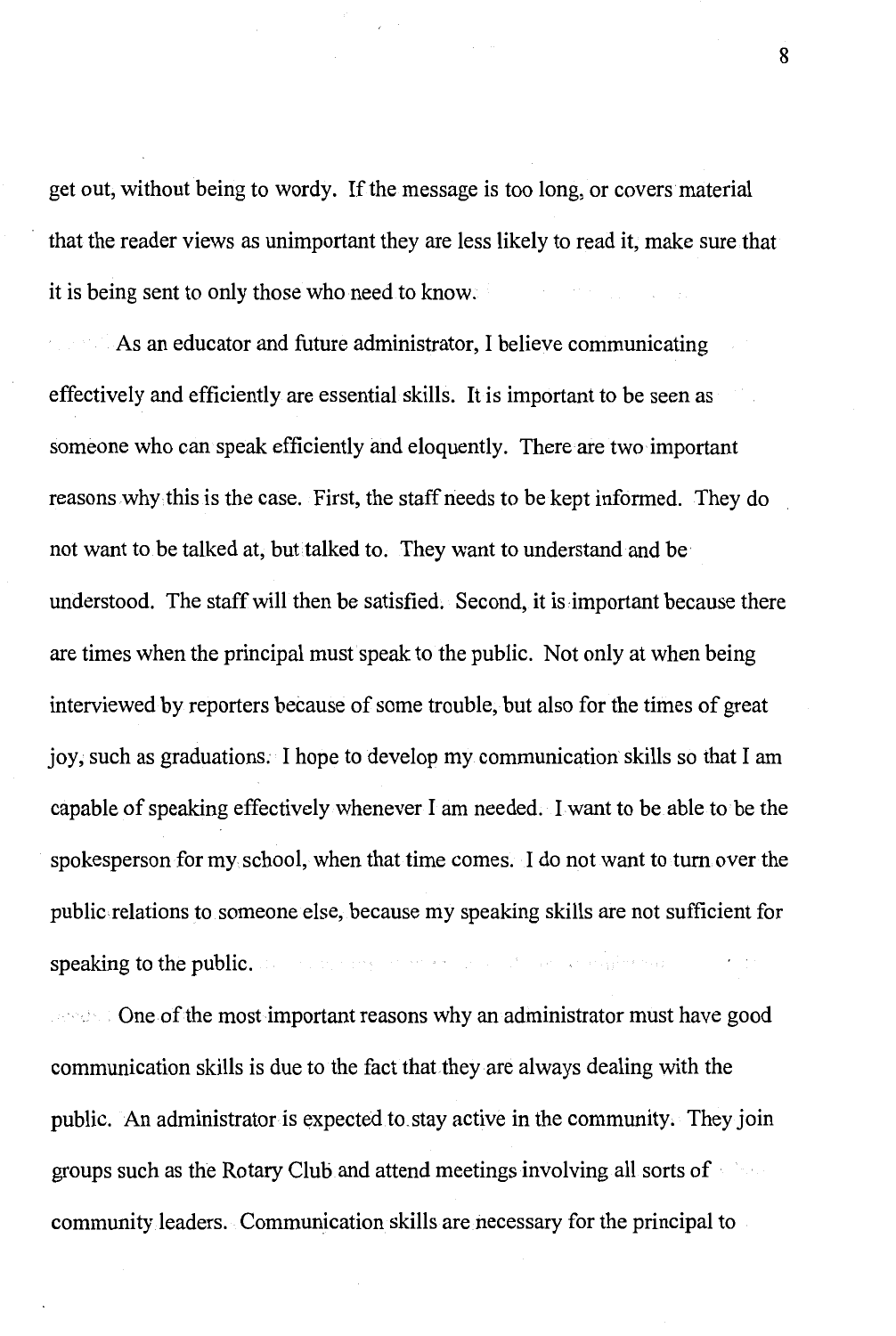get out, without being to wordy. If the message is too long, or covers material that the reader views as unimportant they are less likely to read it, make sure that it is being sent to only those who need to know.

As an educator and future administrator, I believe communicating effectively and efficiently are essential skills. It is important to be seen as someone who can speak efficiently and eloquently. There are two important reasons why this is the case. First, the staff needs to be kept informed. They do not want to be talked at, but talked to. They want to understand and be understood. The staff will then be satisfied. Second, it is important because there are times when the principal must speak to the public. Not only at when being interviewed by reporters because of some trouble, but also for the times of great joy, such as graduations. I hope to develop my communication skills so that I am capable of speaking effectively whenever I am needed. I want to be able to be the spokesperson for my school, when that time comes. I do not want to turn over the public relations to someone else, because my speaking skills are not sufficient for speaking to the public.

One of the most important reasons why an administrator must have good communication skills is due to the fact that they are always dealing with the public. An administrator is expected to stay active in the community. They join groups such as the Rotary Club and attend meetings involving all sorts of community leaders. Communication skills are necessary for the principal to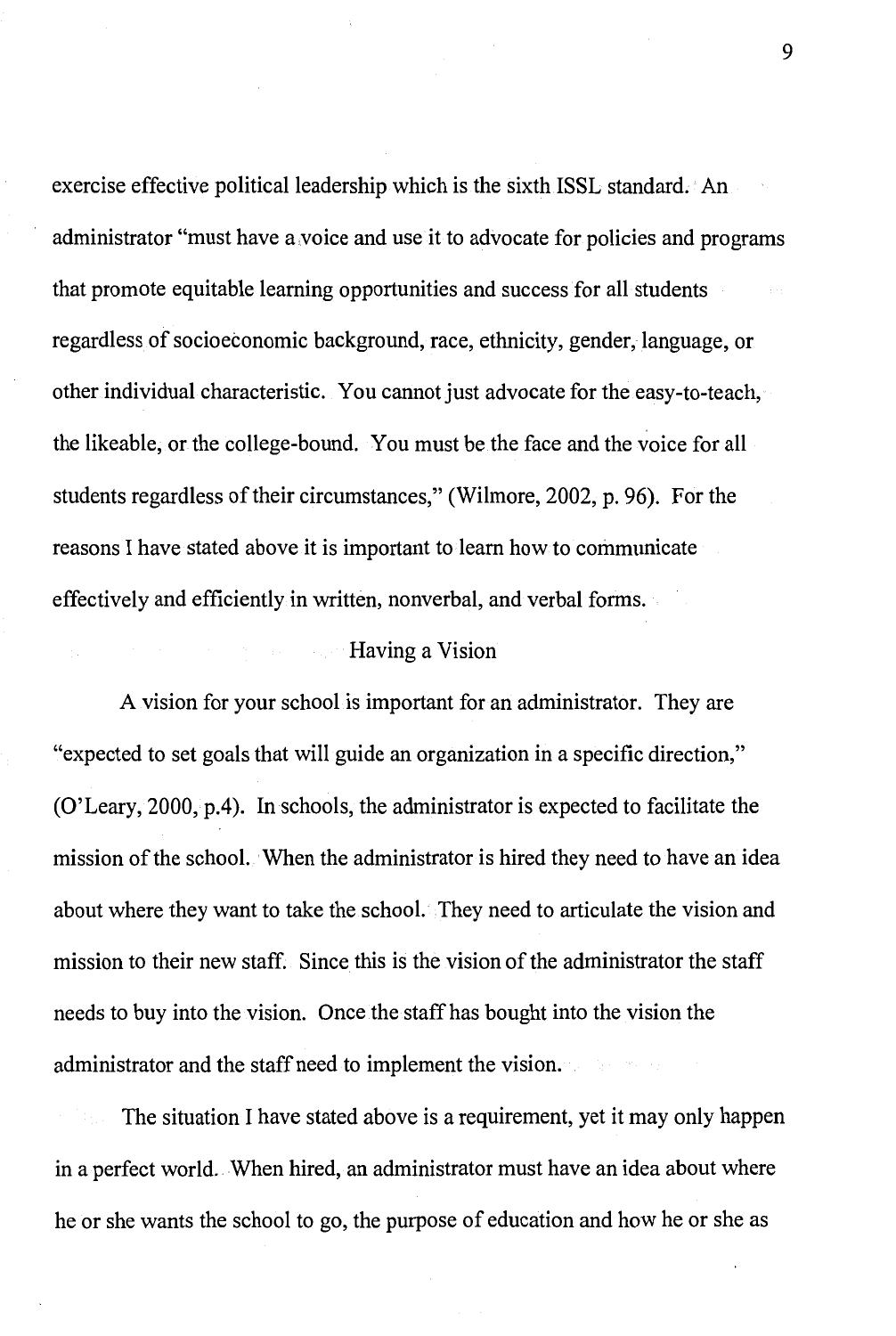exercise effective political leadership which is the sixth ISSL standard. An administrator "must have a voice and use it to advocate for policies and programs that promote equitable learning opportunities and success for all students regardless of socioeconomic background, race, ethnicity, gender, language, or other individual characteristic. You cannot just advocate for the easy-to-teach, the likeable, or the college-bound. You must be the face and the voice for all students regardless of their circumstances," (Wilmore, 2002, p. 96). For the reasons I have stated above it is important to learn how to communicate effectively and efficiently in written, nonverbal, and verbal forms.

## Having a Vision

A vision for your school is important for an administrator. They are "expected to set goals that will guide an organization in a specific direction," (O'Leary, 2000, p.4). In schools, the administrator is expected to facilitate the mission of the school. When the administrator is hired they need to have an idea about where they want to take the school. They need to articulate the vision and mission to their new staff. Since this is the vision of the administrator the staff needs to buy into the vision. Once the staff has bought into the vision the administrator and the staff need to implement the vision.

The situation I have stated above is a requirement, yet it may only happen in a perfect world. When hired, an administrator must have an idea about where he or she wants the school to go, the purpose of education and how he or she as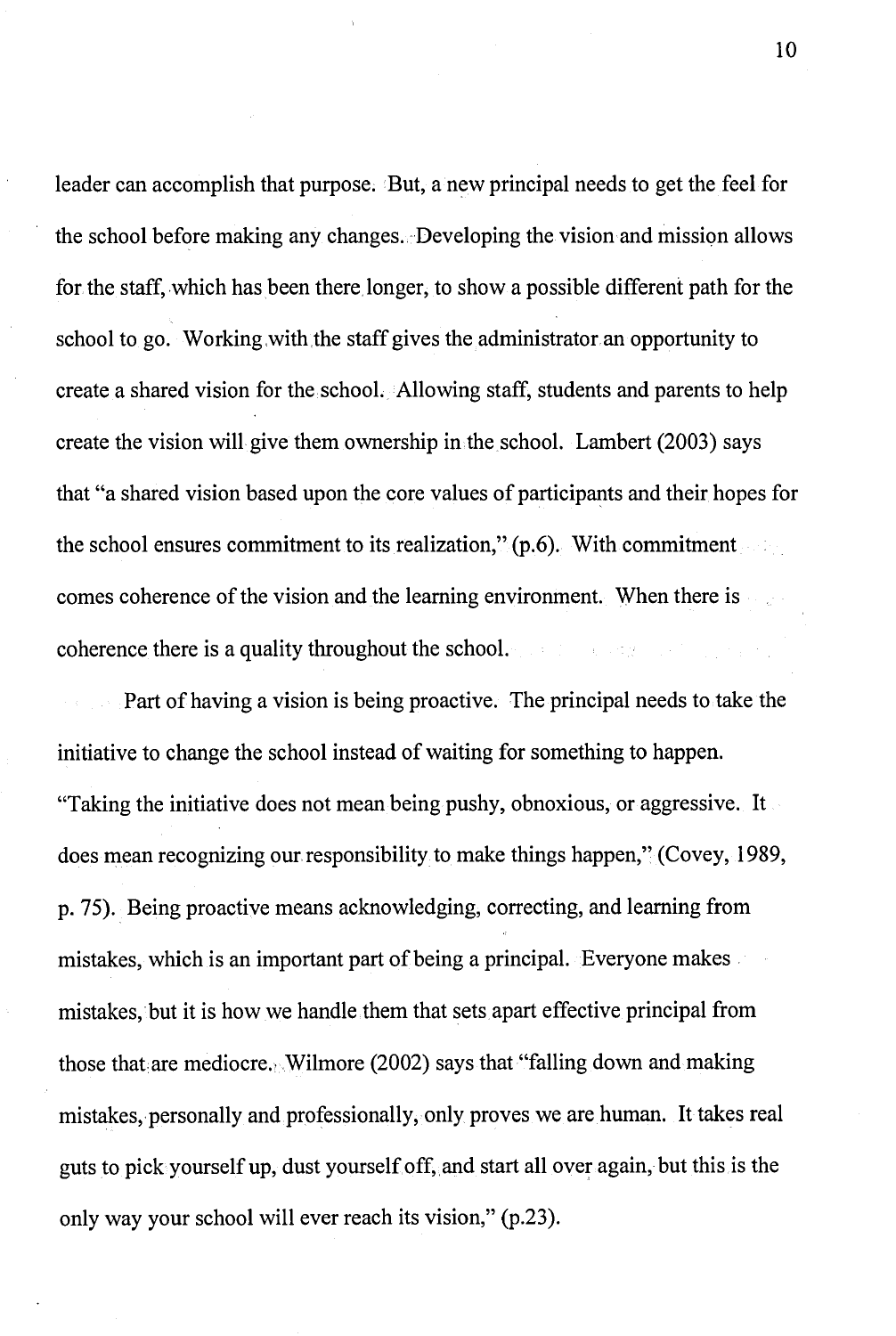leader can accomplish that purpose. But, a new principal needs to get the feel for the school before making any changes. Developing the vision and mission allows for the staff, which has been there longer, to show a possible different path for the school to go. Working with the staff gives the administrator an opportunity to create a shared vision for the school. Allowing staff, students and parents to help create the vision will give them ownership in the school. Lambert (2003) says that "a shared vision based upon the core values of participants and their hopes for the school ensures commitment to its realization," (p.6). With commitment comes coherence of the vision and the learning environment. When there is coherence there is a quality throughout the school.

Part of having a vision is being proactive. The principal needs to take the initiative to change the school instead of waiting for something to happen. "Taking the initiative does not mean being pushy, obnoxious, or aggressive. It does mean recognizing our responsibility to make things happen," (Covey, 1989, p. 75). Being proactive means acknowledging, correcting, and learning from mistakes, which is an important part of being a principal. Everyone makes mistakes, but it is how we handle them that sets apart effective principal from those that are mediocre. Wilmore (2002) says that "falling down and making mistakes, personally and professionally, only proves we are human. It takes real guts to pick yourself up, dust yourself off, and start all over again, but this is the only way your school will ever reach its vision," (p.23).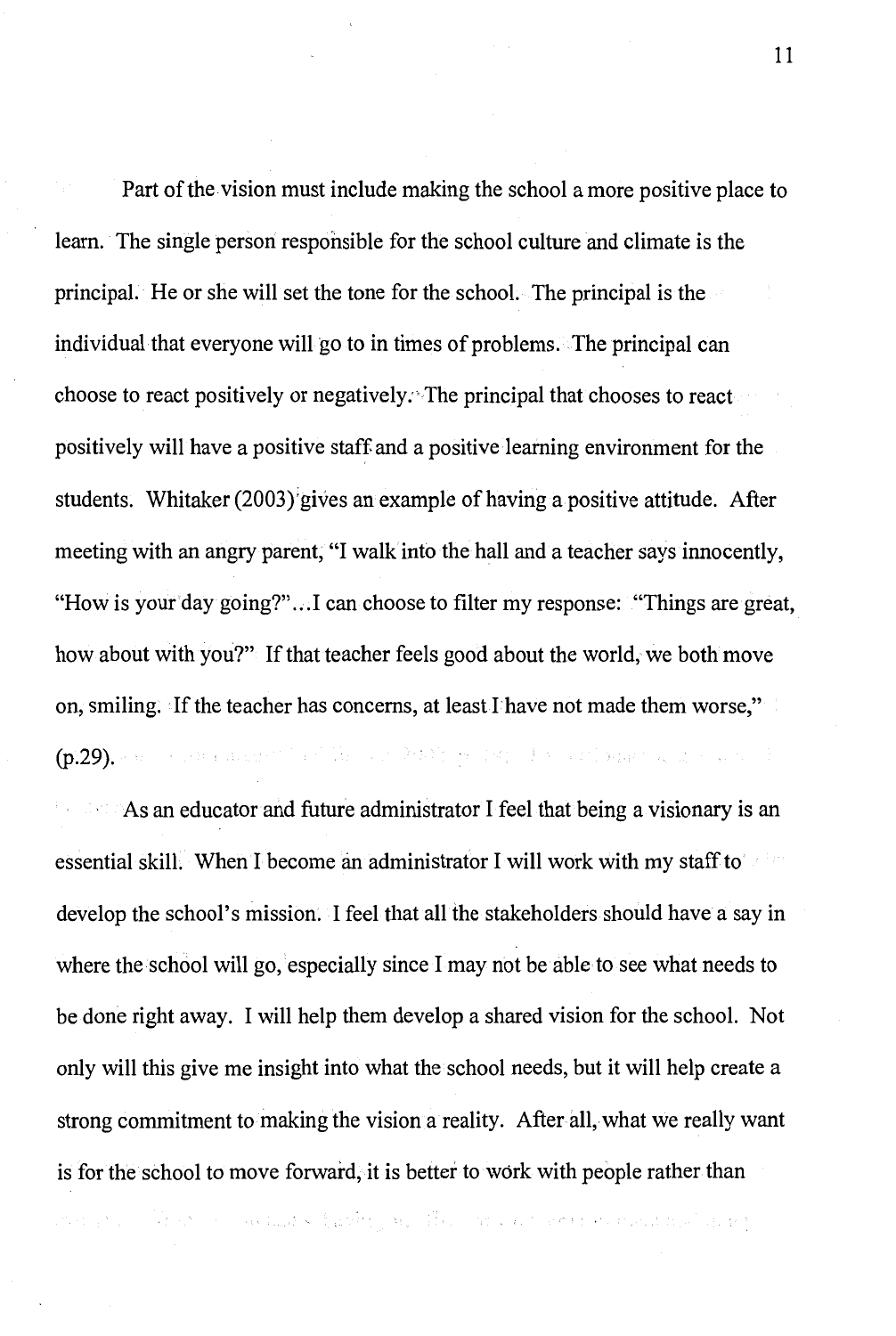Part of the vision must include making the school a more positive place to learn. The single person responsible for the school culture and climate is the principal. He or she will set the tone for the school. The principal is the individual that everyone will go to in times of problems. The principal can choose to react positively or negatively. The principal that chooses to react positively will have a positive staff and a positive learning environment for the students. Whitaker (2003) gives an example of having a positive attitude. After meeting with an angry parent, "I walk into the hall and a teacher says innocently, "How is your day going?"…I can choose to filter my response: "Things are great, how about with you?" If that teacher feels good about the world, we both move on, smiling. If the teacher has concerns, at least I have not made them worse," (p.29).

As an educator and future administrator I feel that being a visionary is an essential skill. When I become an administrator I will work with my staff to develop the school's mission. I feel that all the stakeholders should have a say in where the school will go, especially since I may not be able to see what needs to be done right away. I will help them develop a shared vision for the school. Not only will this give me insight into what the school needs, but it will help create a strong commitment to making the vision a reality. After all, what we really want is for the school to move forward, it is better to work with people rather than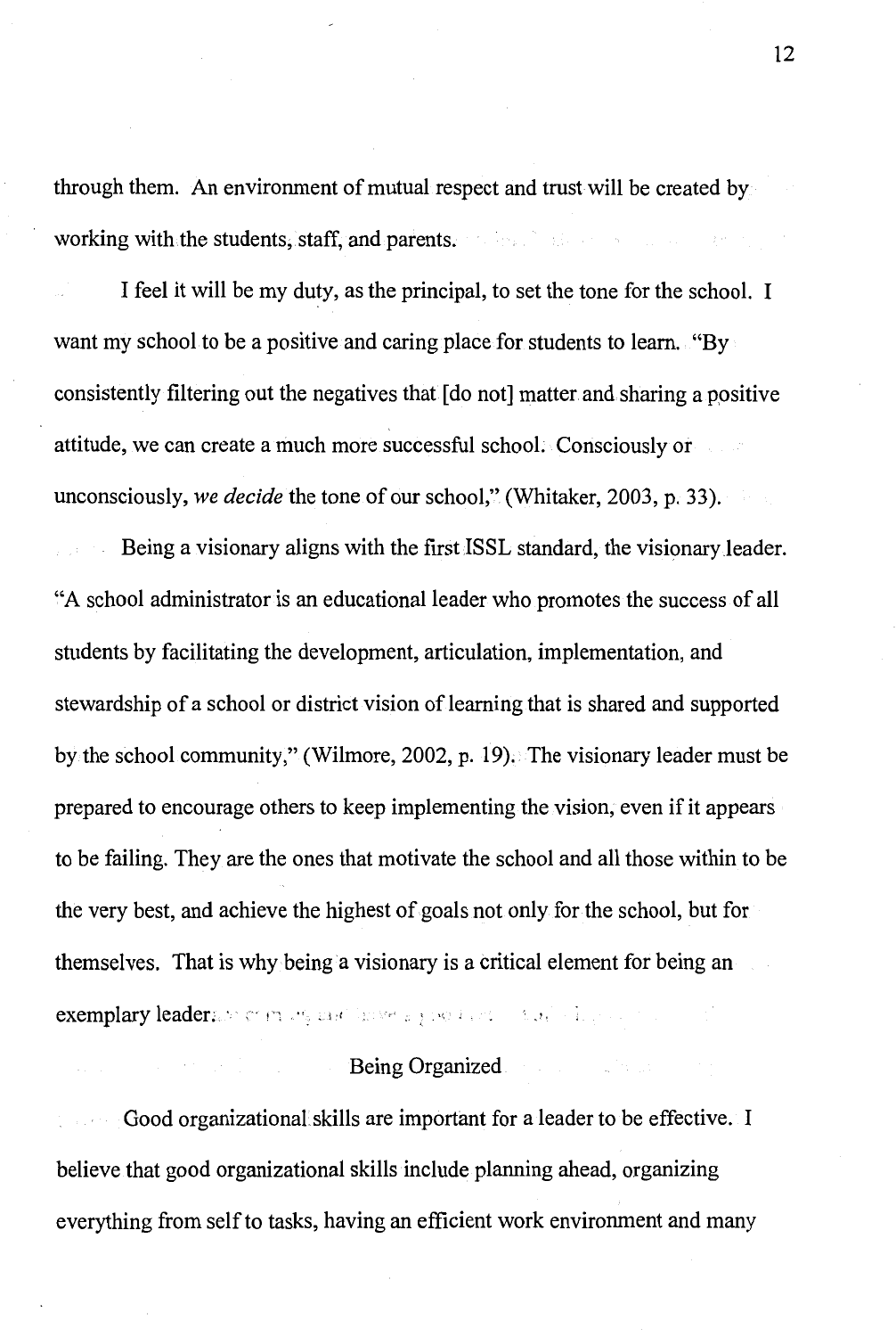through them. An environment of mutual respect and trust will be created by working with the students, staff, and parents.

I feel it will be my duty, as the principal, to set the tone for the school. I want my school to be a positive and caring place for students to learn. "By consistently filtering out the negatives that [do not] matter and sharing a positive attitude, we can create a much more successful school. Consciously or unconsciously, *we decide* the tone of our school," (Whitaker, 2003, p. 33).

Being a visionary aligns with the first ISSL standard, the visionary leader. "A school administrator is an educational leader who promotes the success of all students by facilitating the development, articulation, implementation, and stewardship of a school or district vision of learning that is shared and supported by the school community," (Wilmore, 2002, p. 19). The visionary leader must be prepared to encourage others to keep implementing the vision, even if it appears to be failing. They are the ones that motivate the school and all those within to be the very best, and achieve the highest of goals not only for the school, but for themselves. That is why being a visionary is a critical element for being an exemplary leader.

## Being Organized

Good organizational skills are important for a leader to be effective. I believe that good organizational skills include planning ahead, organizing everything from self to tasks, having an efficient work environment and many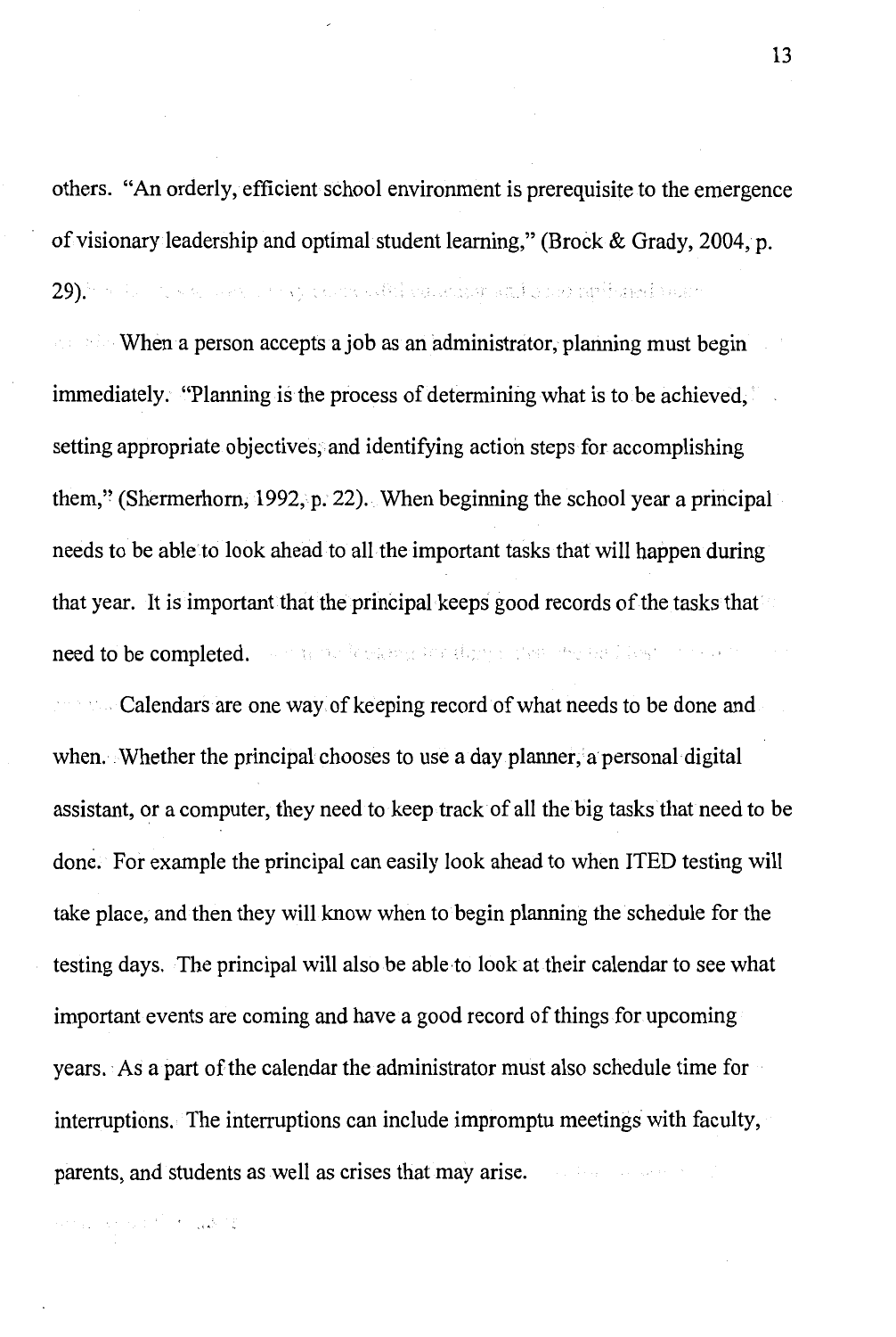others. "An orderly, efficient school environment is prerequisite to the emergence of visionary leadership and optimal student learning," (Brock & Grady, 2004, p. 29).

When a person accepts a job as an administrator, planning must begin immediately. "Planning is the process of determining what is to be achieved, setting appropriate objectives, and identifying action steps for accomplishing them," (Shermerhorn, 1992, p. 22). When beginning the school year a principal needs to be able to look ahead to all the important tasks that will happen during that year. It is important that the principal keeps good records of the tasks that need to be completed.

Calendars are one way of keeping record of what needs to be done and when. Whether the principal chooses to use a day planner, a personal digital assistant, or a computer, they need to keep track of all the big tasks that need to be done. For example the principal can easily look ahead to when ITED testing will take place, and then they will know when to begin planning the schedule for the testing days. The principal will also be able to look at their calendar to see what important events are coming and have a good record of things for upcoming years. As a part of the calendar the administrator must also schedule time for interruptions. The interruptions can include impromptu meetings with faculty, parents, and students as well as crises that may arise.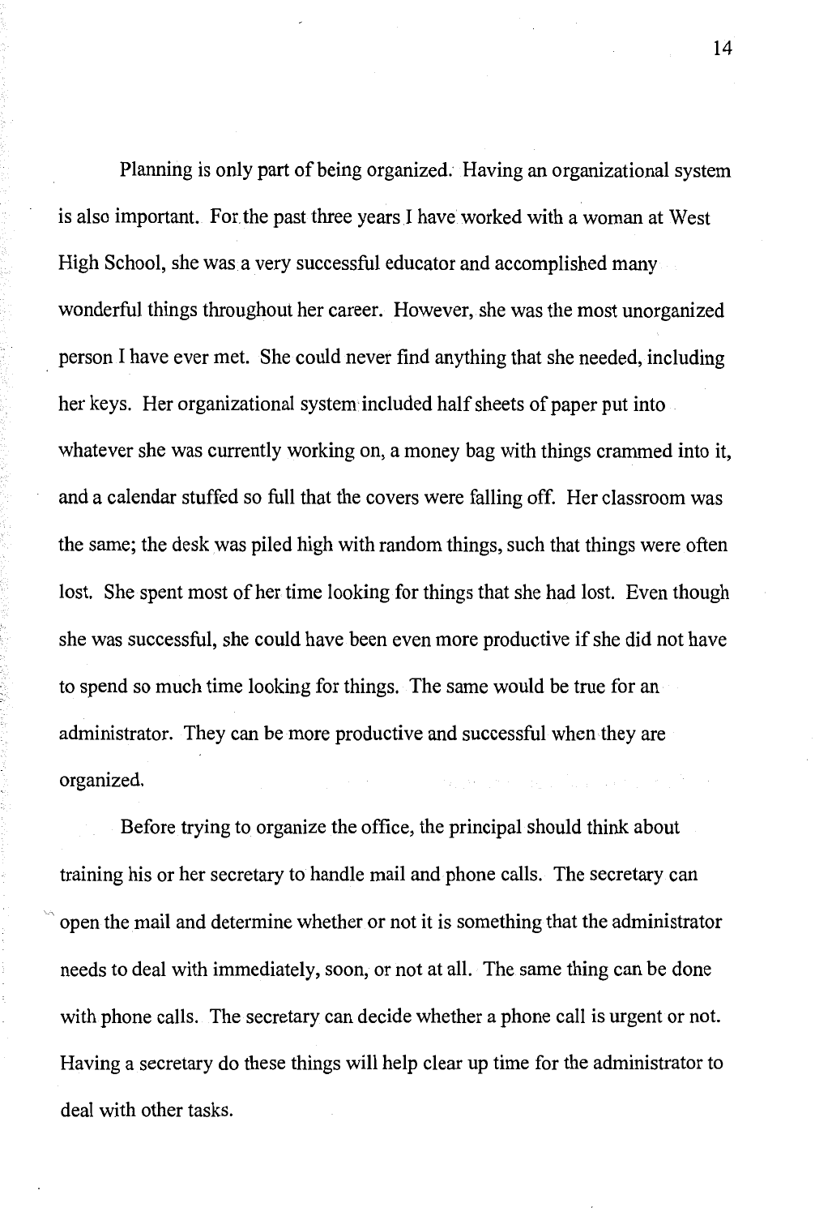Planning is only part of being organized. Having an organizational system is also important. For the past three years I have worked with a woman at West High School, she was a very successful educator and accomplished many wonderful things throughout her career. However, she was the most unorganized person I have ever met. She could never find anything that she needed, including her keys. Her organizational system included half sheets of paper put into whatever she was currently working on, a money bag with things crammed into it, and a calendar stuffed so full that the covers were falling off. Her classroom was the same; the desk was piled high with random things, such that things were often lost. She spent most of her time looking for things that she had lost. Even though she was successful, she could have been even more productive if she did not have to spend so much time looking for things. The same would be true for an administrator. They can be more productive and successful when they are organized.

Before trying to organize the office, the principal should think about training his or her secretary to handle mail and phone calls. The secretary can open the mail and determine whether or not it is something that the administrator needs to deal with immediately, soon, or not at all. The same thing can be done with phone calls. The secretary can decide whether a phone call is urgent or not. Having a secretary do these things will help clear up time for the administrator to deal with other tasks.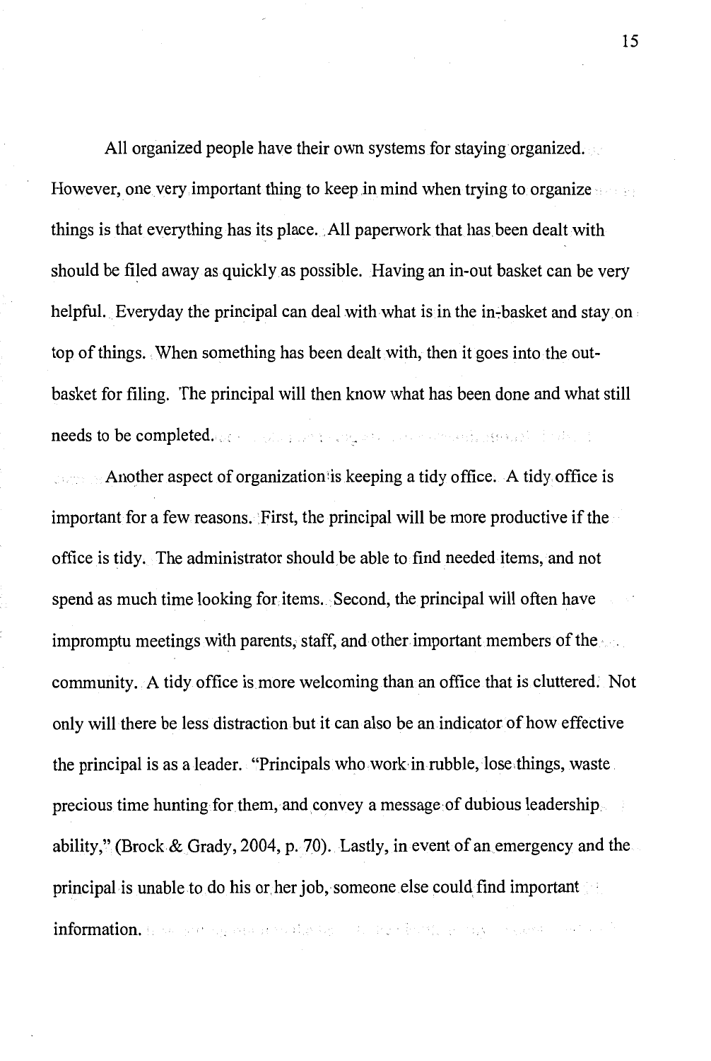All organized people have their own systems for staying organized. However, one very important thing to keep in mind when trying to organize things is that everything has its place. All paperwork that has been dealt with should be filed away as quickly as possible. Having an in-out basket can be very helpful. Everyday the principal can deal with what is in the in-basket and stay on top of things. When something has been dealt with, then it goes into the out-basket for filing. The principal will then know what has been done and what still needs to be completed.

Another aspect of organization is keeping a tidy office. A tidy office is important for a few reasons. First, the principal will be more productive if the office is tidy. The administrator should be able to find needed items, and not spend as much time looking for items. Second, the principal will often have impromptu meetings with parents, staff, and other important members of the community. A tidy office is more welcoming than an office that is cluttered. Not only will there be less distraction but it can also be an indicator of how effective the principal is as a leader. "Principals who work in rubble, lose things, waste precious time hunting for them, and convey a message of dubious leadership ability," (Brock & Grady, 2004, p. 70). Lastly, in event of an emergency and the principal is unable to do his or her job, someone else could find important information.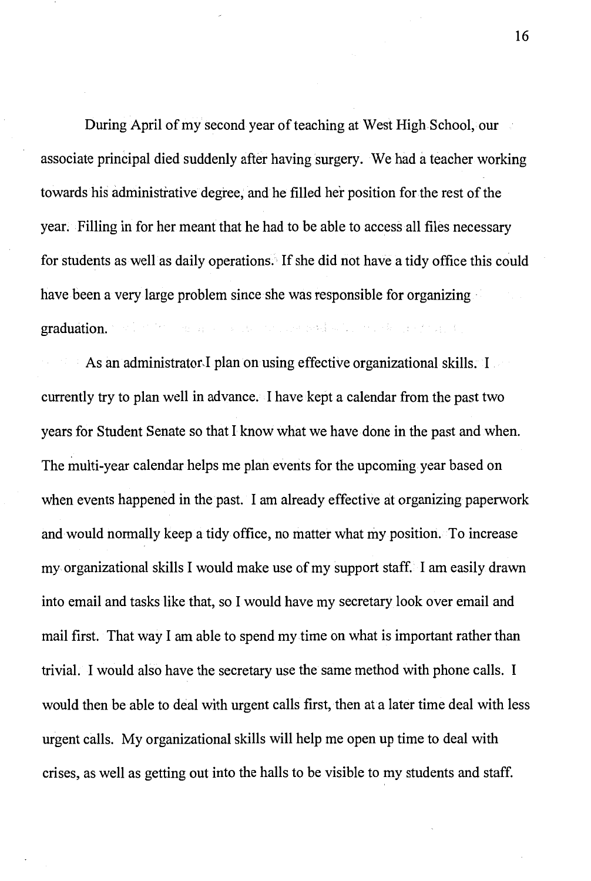During April of my second year of teaching at West High School, our associate principal died suddenly after having surgery. We had a teacher working towards his administrative degree, and he filled her position for the rest of the year. Filling in for her meant that he had to be able to access all files necessary for students as well as daily operations. If she did not have a tidy office this could have been a very large problem since she was responsible for organizing graduation.

As an administrator I plan on using effective organizational skills. I currently try to plan well in advance. I have kept a calendar from the past two years for Student Senate so that I know what we have done in the past and when. The multi-year calendar helps me plan events for the upcoming year based on when events happened in the past. I am already effective at organizing paperwork and would normally keep a tidy office, no matter what my position. To increase my organizational skills I would make use of my support staff. I am easily drawn into email and tasks like that, so I would have my secretary look over email and mail first. That way I am able to spend my time on what is important rather than trivial. I would also have the secretary use the same method with phone calls. I would then be able to deal with urgent calls first, then at a later time deal with less urgent calls. My organizational skills will help me open up time to deal with crises, as well as getting out into the halls to be visible to my students and staff.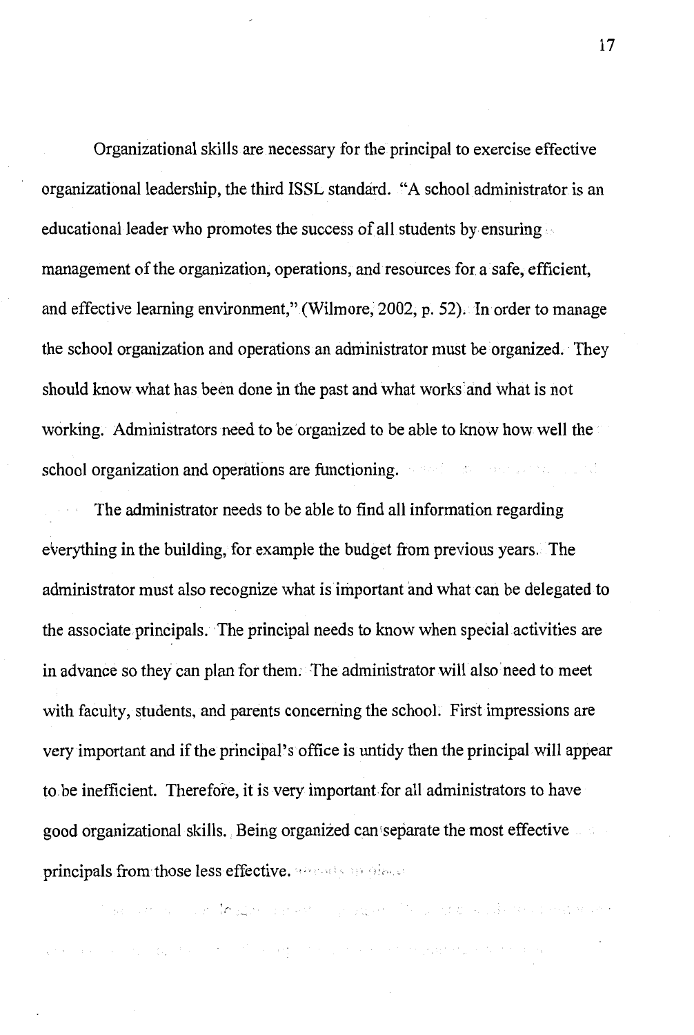Organizational skills are necessary for the principal to exercise effective organizational leadership, the third ISSL standard. "A school administrator is an educational leader who promotes the success of all students by ensuring management of the organization, operations, and resources for a safe, efficient, and effective learning environment," (Wilmore, 2002, p. 52). In order to manage the school organization and operations an administrator must be organized. They should know what has been done in the past and what works and what is not working. Administrators need to be organized to be able to know how well the school organization and operations are functioning.

The administrator needs to be able to find all information regarding everything in the building, for example the budget from previous years. The administrator must also recognize what is important and what can be delegated to the associate principals. The principal needs to know when special activities are in advance so they can plan for them. The administrator will also need to meet with faculty, students, and parents concerning the school. First impressions are very important and if the principal's office is untidy then the principal will appear to be inefficient. Therefore, it is very important for all administrators to have good organizational skills. Being organized can separate the most effective principals from those less effective.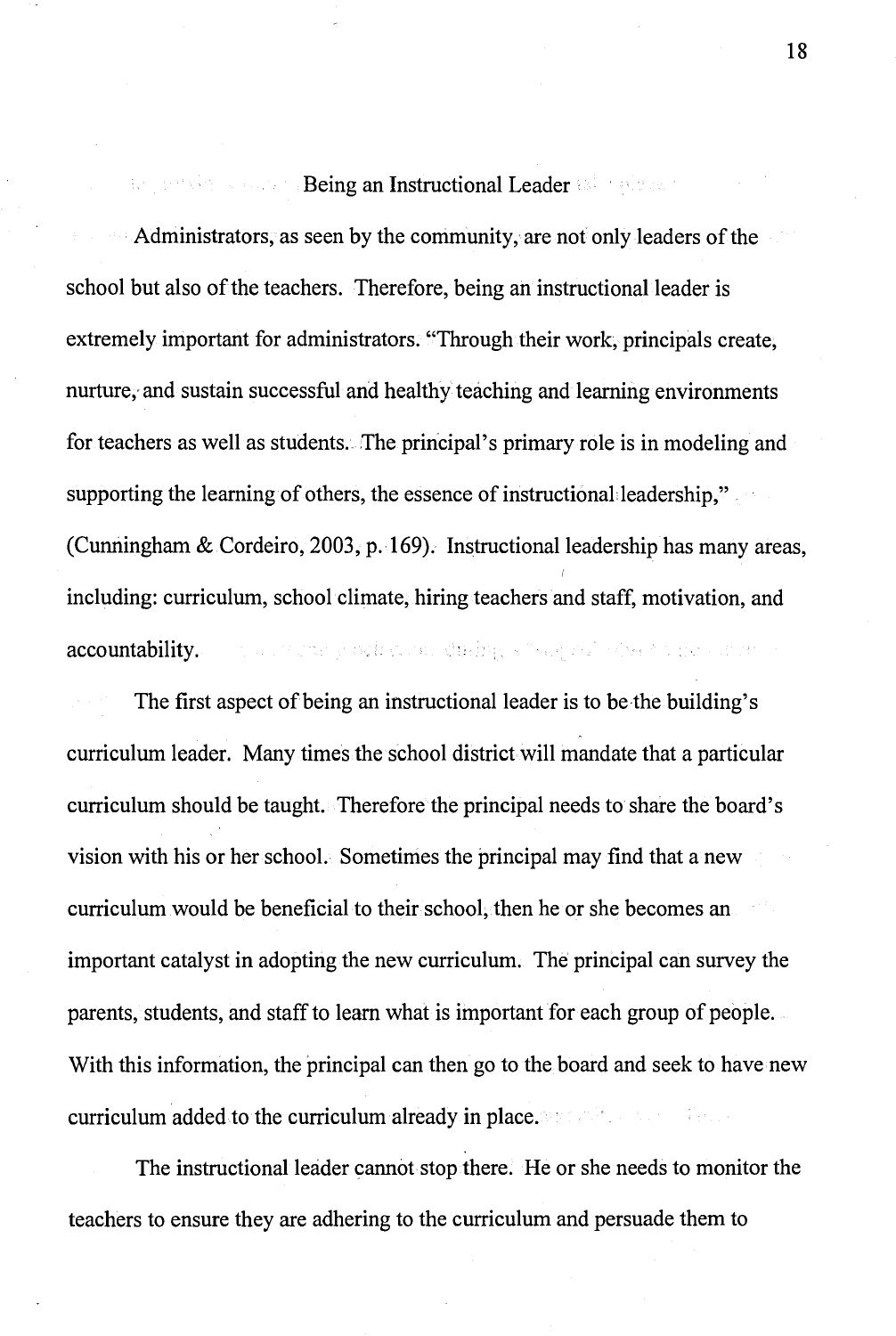## Being an Instructional Leader

Administrators, as seen by the community, are not only leaders of the school but also of the teachers. Therefore, being an instructional leader is extremely important for administrators. "Through their work, principals create, nurture, and sustain successful and healthy teaching and learning environments for teachers as well as students. The principal's primary role is in modeling and supporting the learning of others, the essence of instructional leadership," (Cunningham & Cordeiro, 2003, p. 169). Instructional leadership has many areas, including: curriculum, school climate, hiring teachers and staff, motivation, and accountability.

The first aspect of being an instructional leader is to be the building's curriculum leader. Many times the school district will mandate that a particular curriculum should be taught. Therefore the principal needs to share the board's vision with his or her school. Sometimes the principal may find that a new curriculum would be beneficial to their school, then he or she becomes an important catalyst in adopting the new curriculum. The principal can survey the parents, students, and staff to learn what is important for each group of people. With this information, the principal can then go to the board and seek to have new curriculum added to the curriculum already in place.

The instructional leader cannot stop there. He or she needs to monitor the teachers to ensure they are adhering to the curriculum and persuade them to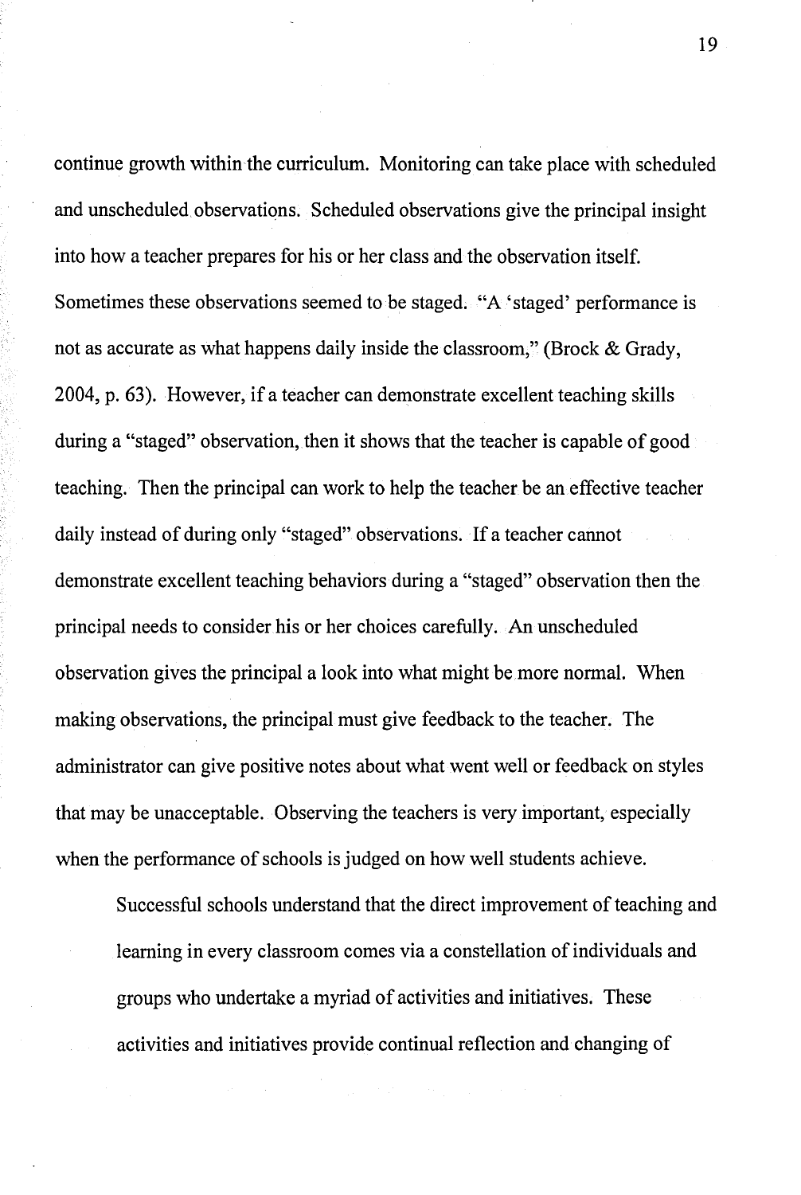continue growth within the curriculum. Monitoring can take place with scheduled and unscheduled observations. Scheduled observations give the principal insight into how a teacher prepares for his or her class and the observation itself. Sometimes these observations seemed to be staged. "A 'staged' performance is not as accurate as what happens daily inside the classroom," (Brock & Grady, 2004, p. 63). However, if a teacher can demonstrate excellent teaching skills during a "staged" observation, then it shows that the teacher is capable of good teaching. Then the principal can work to help the teacher be an effective teacher daily instead of during only "staged" observations. If a teacher cannot demonstrate excellent teaching behaviors during a "staged" observation then the principal needs to consider his or her choices carefully. An unscheduled observation gives the principal a look into what might be more normal. When making observations, the principal must give feedback to the teacher. The administrator can give positive notes about what went well or feedback on styles that may be unacceptable. Observing the teachers is very important, especially when the performance of schools is judged on how well students achieve.

> Successful schools understand that the direct improvement of teaching and learning in every classroom comes via a constellation of individuals and groups who undertake a myriad of activities and initiatives. These activities and initiatives provide continual reflection and changing of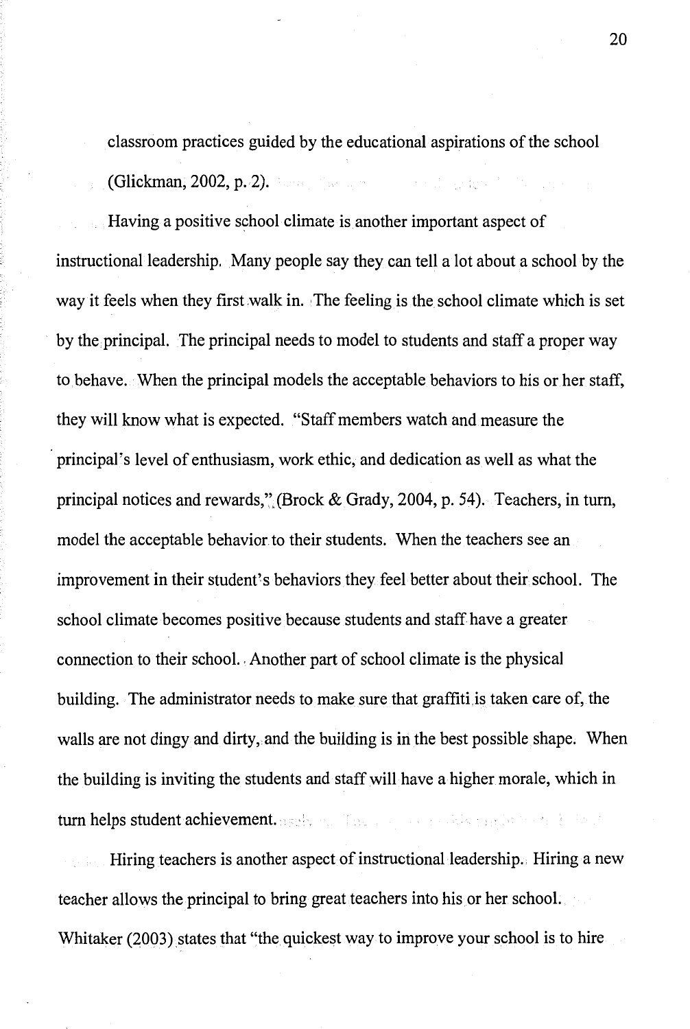classroom practices guided by the educational aspirations of the school (Glickman, 2002, p. 2).

Having a positive school climate is another important aspect of instructional leadership. Many people say they can tell a lot about a school by the way it feels when they first walk in. The feeling is the school climate which is set by the principal. The principal needs to model to students and staff a proper way to behave. When the principal models the acceptable behaviors to his or her staff, they will know what is expected. "Staff members watch and measure the principal's level of enthusiasm, work ethic, and dedication as well as what the principal notices and rewards," (Brock & Grady, 2004, p. 54). Teachers, in turn, model the acceptable behavior to their students. When the teachers see an improvement in their student's behaviors they feel better about their school. The school climate becomes positive because students and staff have a greater connection to their school. Another part of school climate is the physical building. The administrator needs to make sure that graffiti is taken care of, the walls are not dingy and dirty, and the building is in the best possible shape. When the building is inviting the students and staff will have a higher morale, which in turn helps student achievement.

Hiring teachers is another aspect of instructional leadership. Hiring a new teacher allows the principal to bring great teachers into his or her school. Whitaker (2003) states that "the quickest way to improve your school is to hire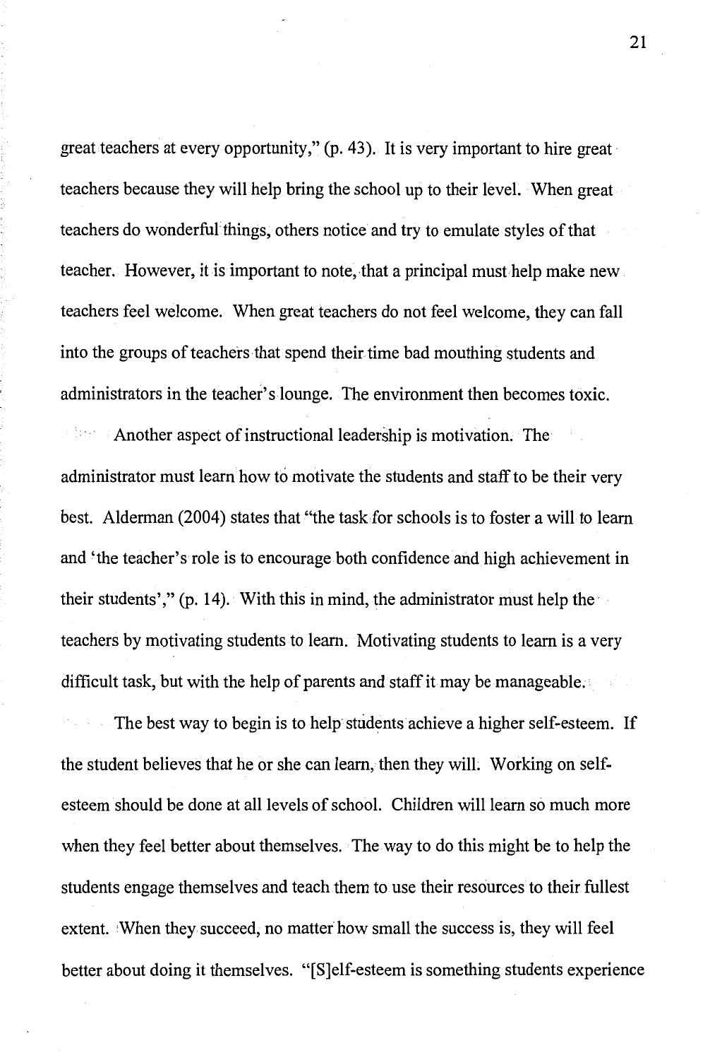great teachers at every opportunity," (p. 43). It is very important to hire great teachers because they will help bring the school up to their level. When great teachers do wonderful things, others notice and try to emulate styles of that teacher. However, it is important to note, that a principal must help make new teachers feel welcome. When great teachers do not feel welcome, they can fall into the groups of teachers that spend their time bad mouthing students and administrators in the teacher's lounge. The environment then becomes toxic.

Another aspect of instructional leadership is motivation. The administrator must learn how to motivate the students and staff to be their very best. Alderman (2004) states that "the task for schools is to foster a will to learn and 'the teacher's role is to encourage both confidence and high achievement in their students'," (p. 14). With this in mind, the administrator must help the teachers by motivating students to learn. Motivating students to learn is a very difficult task, but with the help of parents and staff it may be manageable.

The best way to begin is to help students achieve a higher self-esteem. If the student believes that he or she can learn, then they will. Working on self-esteem should be done at all levels of school. Children will learn so much more when they feel better about themselves. The way to do this might be to help the students engage themselves and teach them to use their resources to their fullest extent. When they succeed, no matter how small the success is, they will feel better about doing it themselves. "[S]elf-esteem is something students experience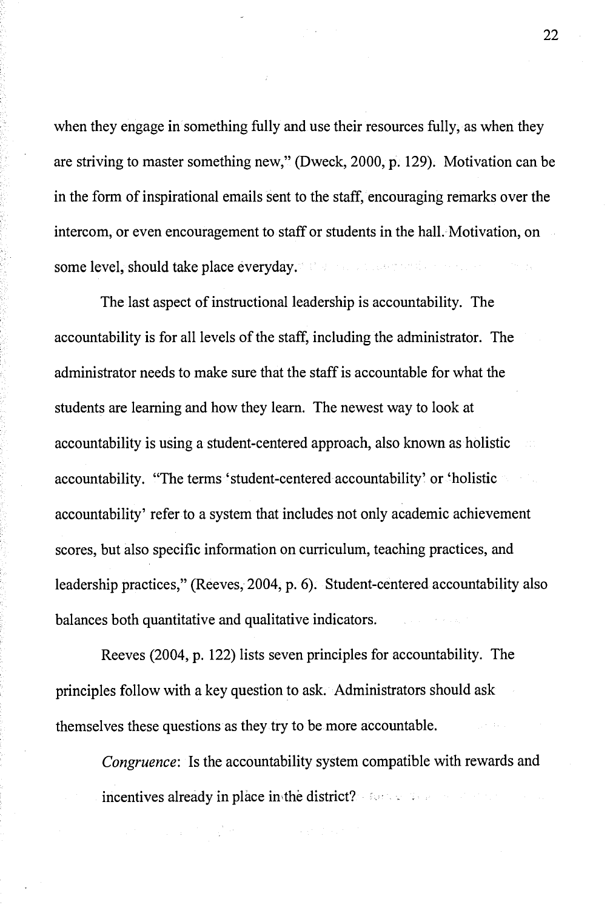when they engage in something fully and use their resources fully, as when they are striving to master something new," (Dweck, 2000, p. 129). Motivation can be in the form of inspirational emails sent to the staff, encouraging remarks over the intercom, or even encouragement to staff or students in the hall. Motivation, on some level, should take place everyday.

The last aspect of instructional leadership is accountability. The accountability is for all levels of the staff, including the administrator. The administrator needs to make sure that the staff is accountable for what the students are learning and how they learn. The newest way to look at accountability is using a student-centered approach, also known as holistic accountability. "The terms 'student-centered accountability' or 'holistic accountability' refer to a system that includes not only academic achievement scores, but also specific information on curriculum, teaching practices, and leadership practices," (Reeves, 2004, p. 6). Student-centered accountability also balances both quantitative and qualitative indicators.

Reeves (2004, p. 122) lists seven principles for accountability. The principles follow with a key question to ask. Administrators should ask themselves these questions as they try to be more accountable.

*Congruence*: Is the accountability system compatible with rewards and incentives already in place in the district?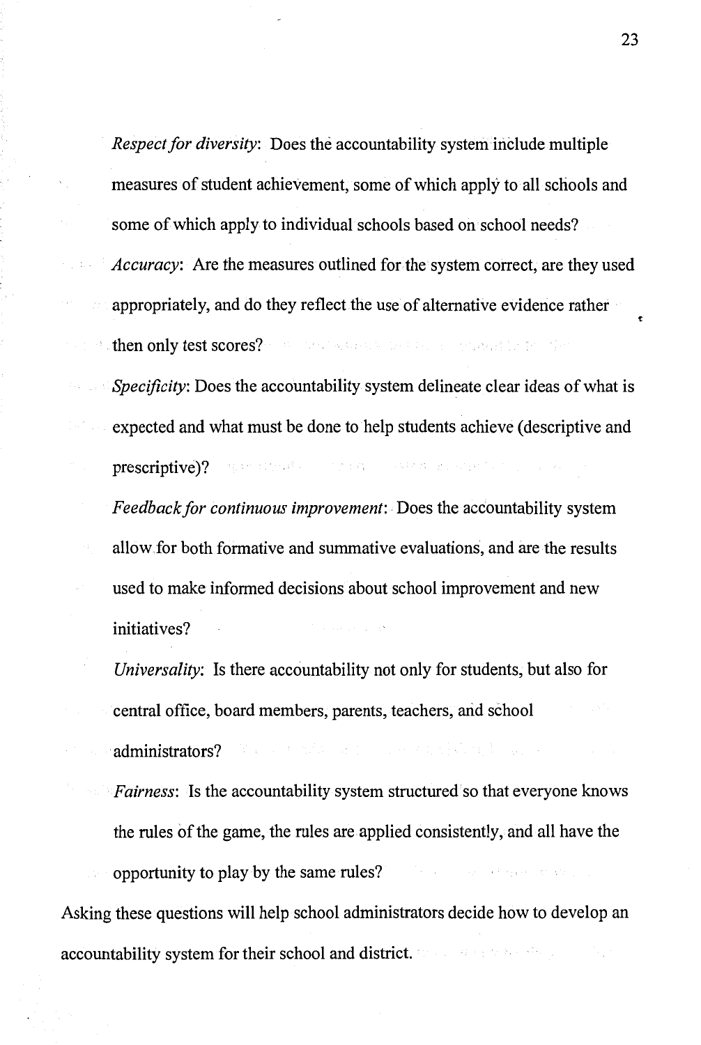*Respect for diversity*: Does the accountability system include multiple measures of student achievement, some of which apply to all schools and some of which apply to individual schools based on school needs?

*Accuracy*: Are the measures outlined for the system correct, are they used appropriately, and do they reflect the use of alternative evidence rather then only test scores?

*Specificity*: Does the accountability system delineate clear ideas of what is expected and what must be done to help students achieve (descriptive and prescriptive)?

*Feedback for continuous improvement*: Does the accountability system allow for both formative and summative evaluations, and are the results used to make informed decisions about school improvement and new initiatives?

*Universality*: Is there accountability not only for students, but also for central office, board members, parents, teachers, and school administrators?

*Fairness*: Is the accountability system structured so that everyone knows the rules of the game, the rules are applied consistently, and all have the opportunity to play by the same rules?

Asking these questions will help school administrators decide how to develop an accountability system for their school and district.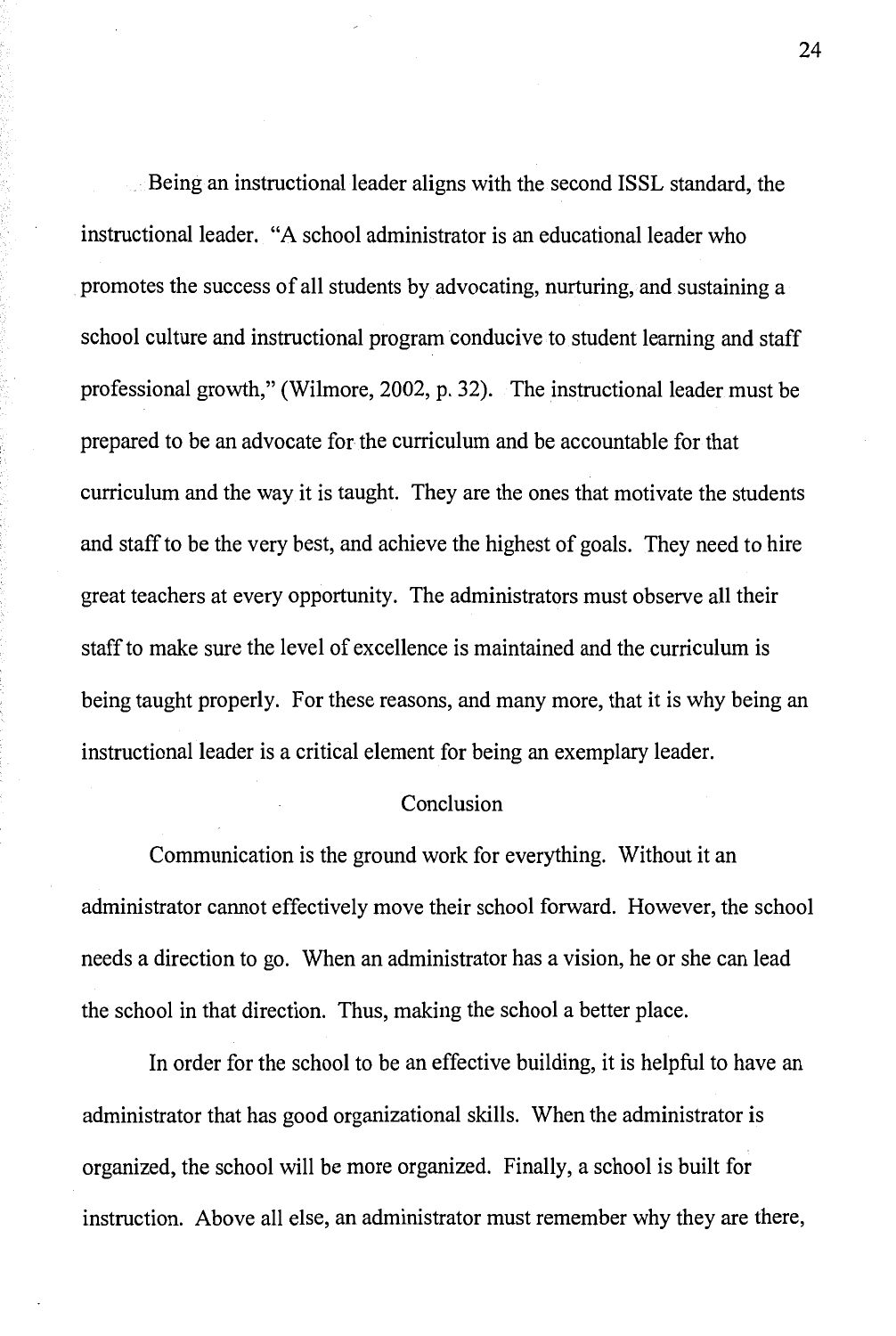Being an instructional leader aligns with the second ISSL standard, the instructional leader. "A school administrator is an educational leader who promotes the success of all students by advocating, nurturing, and sustaining a school culture and instructional program conducive to student learning and staff professional growth," (Wilmore, 2002, p. 32). The instructional leader must be prepared to be an advocate for the curriculum and be accountable for that curriculum and the way it is taught. They are the ones that motivate the students and staff to be the very best, and achieve the highest of goals. They need to hire great teachers at every opportunity. The administrators must observe all their staff to make sure the level of excellence is maintained and the curriculum is being taught properly. For these reasons, and many more, that it is why being an instructional leader is a critical element for being an exemplary leader.

## Conclusion

Communication is the ground work for everything. Without it an administrator cannot effectively move their school forward. However, the school needs a direction to go. When an administrator has a vision, he or she can lead the school in that direction. Thus, making the school a better place.

In order for the school to be an effective building, it is helpful to have an administrator that has good organizational skills. When the administrator is organized, the school will be more organized. Finally, a school is built for instruction. Above all else, an administrator must remember why they are there,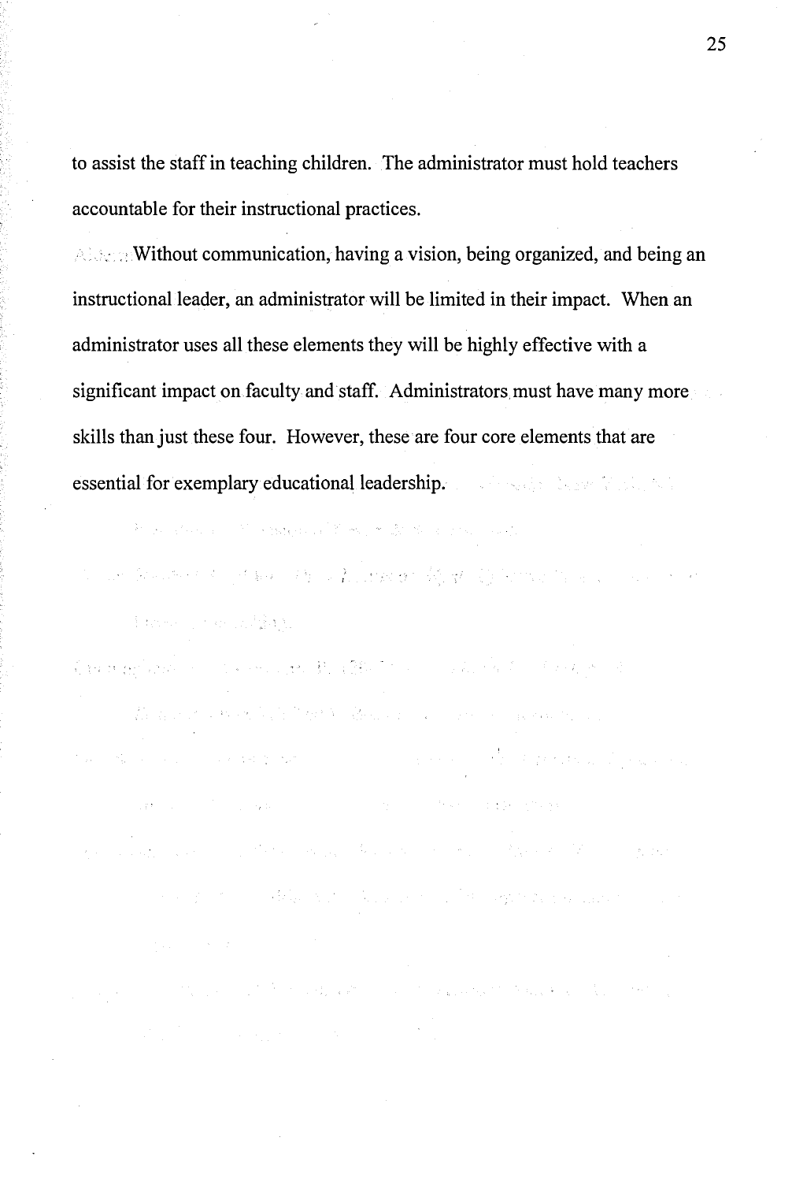to assist the staff in teaching children. The administrator must hold teachers accountable for their instructional practices.

Without communication, having a vision, being organized, and being an instructional leader, an administrator will be limited in their impact. When an administrator uses all these elements they will be highly effective with a significant impact on faculty and staff. Administrators must have many more skills than just these four. However, these are four core elements that are essential for exemplary educational leadership.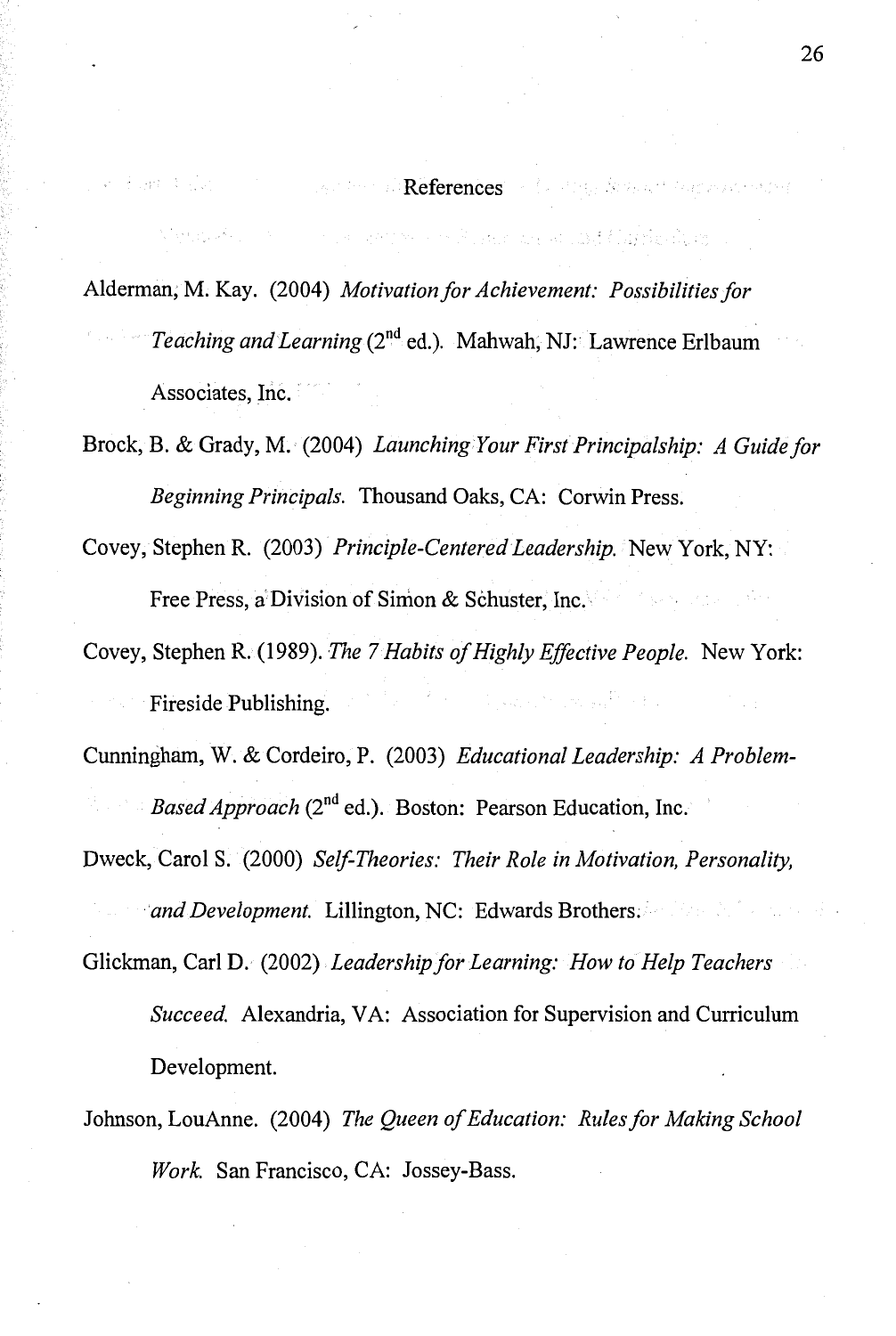# References

Alderman, M. Kay. (2004) *Motivation for Achievement: Possibilities for Teaching and Learning* ($2^{nd}$ ed.). Mahwah, NJ: Lawrence Erlbaum Associates, Inc.

Brock, B. & Grady, M. (2004) *Launching Your First Principalship: A Guide for Beginning Principals.* Thousand Oaks, CA: Corwin Press.

Covey, Stephen R. (2003) *Principle-Centered Leadership.* New York, NY: Free Press, a Division of Simon & Schuster, Inc.

Covey, Stephen R. (1989). *The 7 Habits of Highly Effective People.* New York: Fireside Publishing.

Cunningham, W. & Cordeiro, P. (2003) *Educational Leadership: A Problem-Based Approach* ($2^{nd}$ ed.). Boston: Pearson Education, Inc.

Dweck, Carol S. (2000) *Self-Theories: Their Role in Motivation, Personality, and Development.* Lillington, NC: Edwards Brothers.

Glickman, Carl D. (2002) *Leadership for Learning: How to Help Teachers Succeed.* Alexandria, VA: Association for Supervision and Curriculum Development.

Johnson, LouAnne. (2004) *The Queen of Education: Rules for Making School Work.* San Francisco, CA: Jossey-Bass.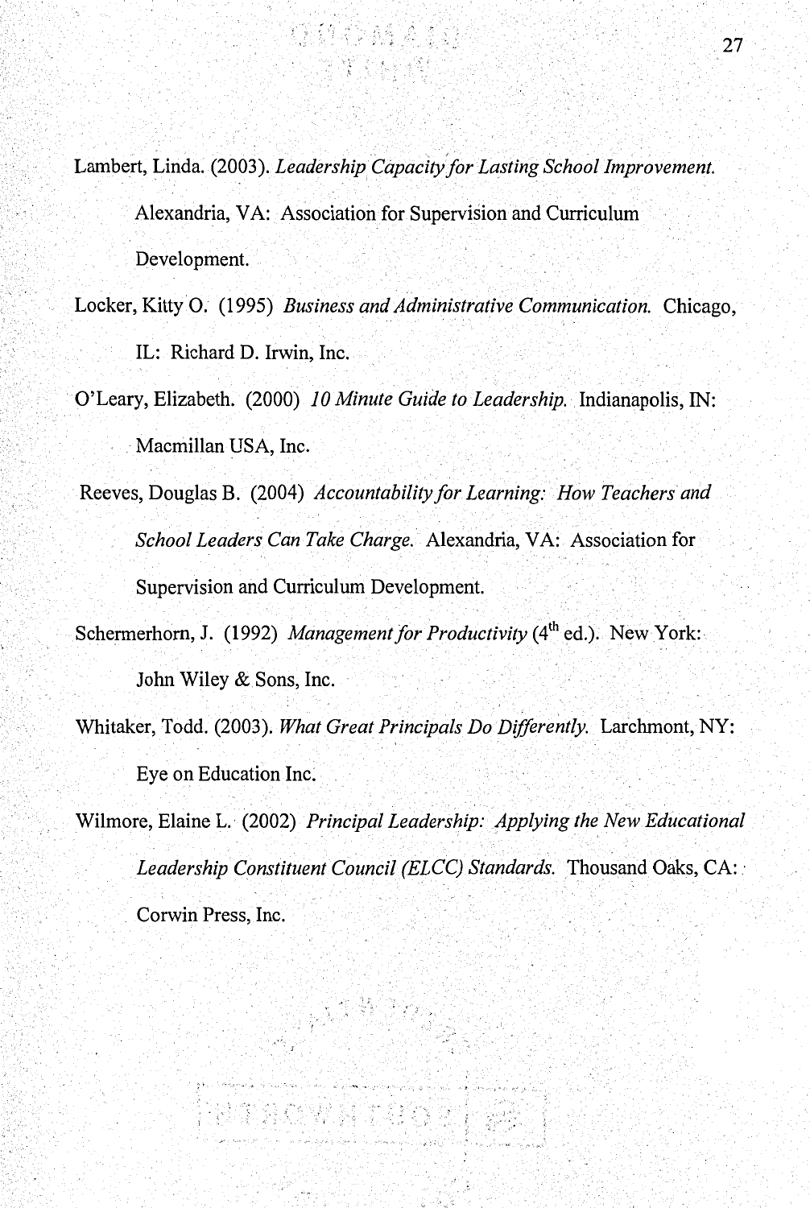Lambert, Linda. (2003). *Leadership Capacity for Lasting School Improvement.* Alexandria, VA: Association for Supervision and Curriculum Development.

Locker, Kitty O. (1995) *Business and Administrative Communication.* Chicago, IL: Richard D. Irwin, Inc.

O'Leary, Elizabeth. (2000) *10 Minute Guide to Leadership.* Indianapolis, IN: Macmillan USA, Inc.

Reeves, Douglas B. (2004) *Accountability for Learning: How Teachers and School Leaders Can Take Charge.* Alexandria, VA: Association for Supervision and Curriculum Development.

Schermerhorn, J. (1992) *Management for Productivity* (4th ed.). New York: John Wiley & Sons, Inc.

Whitaker, Todd. (2003). *What Great Principals Do Differently.* Larchmont, NY: Eye on Education Inc.

Wilmore, Elaine L. (2002) *Principal Leadership: Applying the New Educational Leadership Constituent Council (ELCC) Standards.* Thousand Oaks, CA: Corwin Press, Inc.